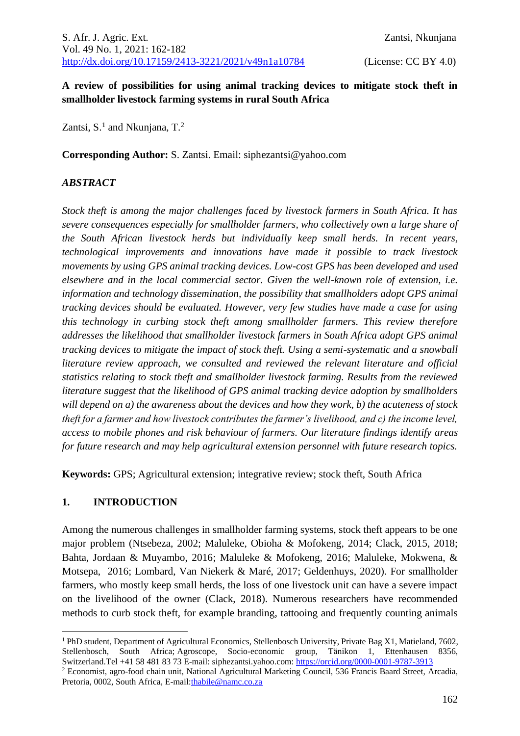**A review of possibilities for using animal tracking devices to mitigate stock theft in smallholder livestock farming systems in rural South Africa**

Zantsi, S.[1] and Nkunjana, T.[2]

**Corresponding Author:** S. Zantsi. Email: siphezantsi@yahoo.com

### *ABSTRACT*

*Stock theft is among the major challenges faced by livestock farmers in South Africa. It has severe consequences especially for smallholder farmers, who collectively own a large share of the South African livestock herds but individually keep small herds. In recent years, technological improvements and innovations have made it possible to track livestock movements by using GPS animal tracking devices. Low-cost GPS has been developed and used elsewhere and in the local commercial sector. Given the well-known role of extension, i.e. information and technology dissemination, the possibility that smallholders adopt GPS animal tracking devices should be evaluated. However, very few studies have made a case for using this technology in curbing stock theft among smallholder farmers. This review therefore addresses the likelihood that smallholder livestock farmers in South Africa adopt GPS animal tracking devices to mitigate the impact of stock theft. Using a semi-systematic and a snowball literature review approach, we consulted and reviewed the relevant literature and official statistics relating to stock theft and smallholder livestock farming. Results from the reviewed literature suggest that the likelihood of GPS animal tracking device adoption by smallholders will depend on a) the awareness about the devices and how they work, b) the acuteness of stock theft for a farmer and how livestock contributes the farmer's livelihood, and c) the income level, access to mobile phones and risk behaviour of farmers. Our literature findings identify areas for future research and may help agricultural extension personnel with future research topics.*

**Keywords:** GPS; Agricultural extension; integrative review; stock theft, South Africa

## 1. INTRODUCTION

Among the numerous challenges in smallholder farming systems, stock theft appears to be one major problem (Ntsebeza, 2002; Maluleke, Obioha & Mofokeng, 2014; Clack, 2015, 2018; Bahta, Jordaan & Muyambo, 2016; Maluleke & Mofokeng, 2016; Maluleke, Mokwena, & Motsepa, 2016; Lombard, Van Niekerk & Maré, 2017; Geldenhuys, 2020). For smallholder farmers, who mostly keep small herds, the loss of one livestock unit can have a severe impact on the livelihood of the owner (Clack, 2018). Numerous researchers have recommended methods to curb stock theft, for example branding, tattooing and frequently counting animals

---

[1] PhD student, Department of Agricultural Economics, Stellenbosch University, Private Bag X1, Matieland, 7602, Stellenbosch, South Africa; Agroscope, Socio-economic group, Tänikon 1, Ettenhausen 8356, Switzerland.Tel +41 58 481 83 73 E-mail: siphezantsi.yahoo.com: https://orcid.org/0000-0001-9787-3913

[2] Economist, agro-food chain unit, National Agricultural Marketing Council, 536 Francis Baard Street, Arcadia, Pretoria, 0002, South Africa, E-mail:thabile@namc.co.za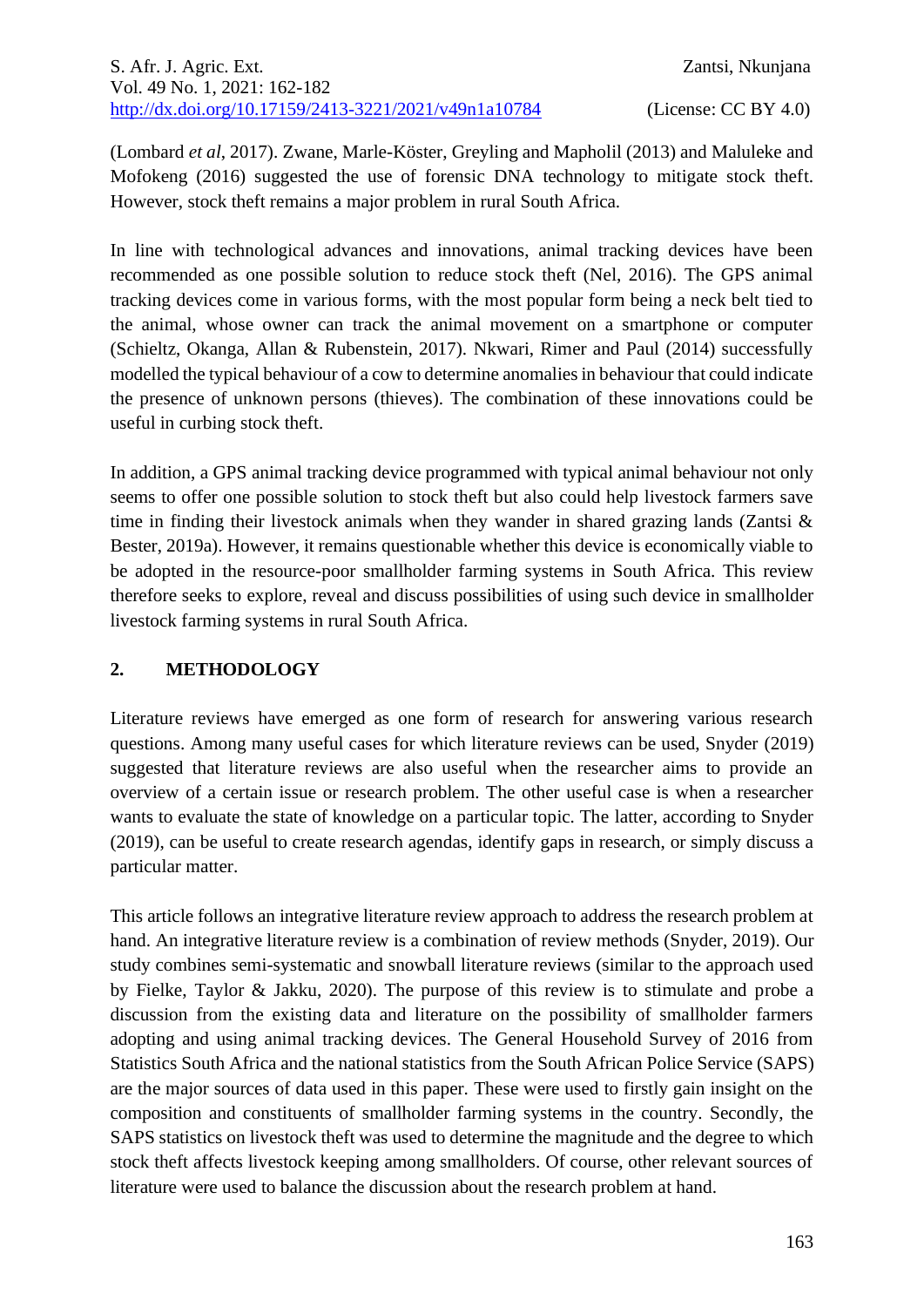(Lombard *et al*, 2017). Zwane, Marle-Köster, Greyling and Mapholil (2013) and Maluleke and Mofokeng (2016) suggested the use of forensic DNA technology to mitigate stock theft. However, stock theft remains a major problem in rural South Africa.

In line with technological advances and innovations, animal tracking devices have been recommended as one possible solution to reduce stock theft (Nel, 2016). The GPS animal tracking devices come in various forms, with the most popular form being a neck belt tied to the animal, whose owner can track the animal movement on a smartphone or computer (Schieltz, Okanga, Allan & Rubenstein, 2017). Nkwari, Rimer and Paul (2014) successfully modelled the typical behaviour of a cow to determine anomalies in behaviour that could indicate the presence of unknown persons (thieves). The combination of these innovations could be useful in curbing stock theft.

In addition, a GPS animal tracking device programmed with typical animal behaviour not only seems to offer one possible solution to stock theft but also could help livestock farmers save time in finding their livestock animals when they wander in shared grazing lands (Zantsi & Bester, 2019a). However, it remains questionable whether this device is economically viable to be adopted in the resource-poor smallholder farming systems in South Africa. This review therefore seeks to explore, reveal and discuss possibilities of using such device in smallholder livestock farming systems in rural South Africa.

## 2. METHODOLOGY

Literature reviews have emerged as one form of research for answering various research questions. Among many useful cases for which literature reviews can be used, Snyder (2019) suggested that literature reviews are also useful when the researcher aims to provide an overview of a certain issue or research problem. The other useful case is when a researcher wants to evaluate the state of knowledge on a particular topic. The latter, according to Snyder (2019), can be useful to create research agendas, identify gaps in research, or simply discuss a particular matter.

This article follows an integrative literature review approach to address the research problem at hand. An integrative literature review is a combination of review methods (Snyder, 2019). Our study combines semi-systematic and snowball literature reviews (similar to the approach used by Fielke, Taylor & Jakku, 2020). The purpose of this review is to stimulate and probe a discussion from the existing data and literature on the possibility of smallholder farmers adopting and using animal tracking devices. The General Household Survey of 2016 from Statistics South Africa and the national statistics from the South African Police Service (SAPS) are the major sources of data used in this paper. These were used to firstly gain insight on the composition and constituents of smallholder farming systems in the country. Secondly, the SAPS statistics on livestock theft was used to determine the magnitude and the degree to which stock theft affects livestock keeping among smallholders. Of course, other relevant sources of literature were used to balance the discussion about the research problem at hand.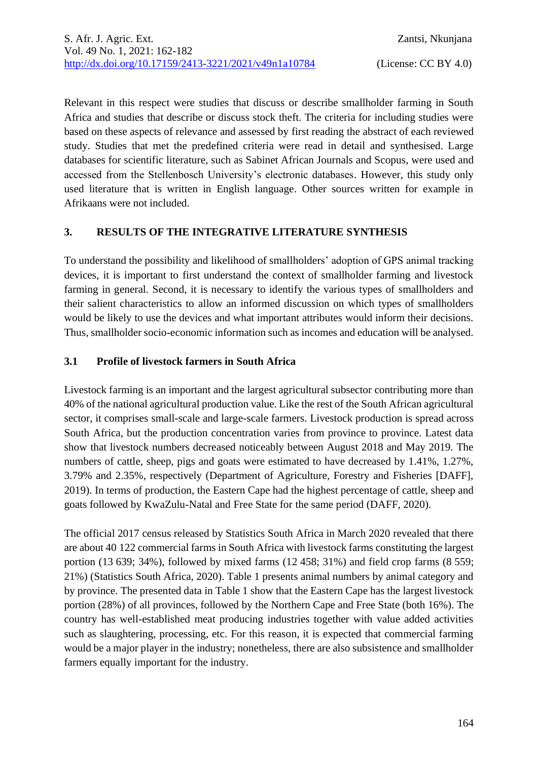Relevant in this respect were studies that discuss or describe smallholder farming in South Africa and studies that describe or discuss stock theft. The criteria for including studies were based on these aspects of relevance and assessed by first reading the abstract of each reviewed study. Studies that met the predefined criteria were read in detail and synthesised. Large databases for scientific literature, such as Sabinet African Journals and Scopus, were used and accessed from the Stellenbosch University's electronic databases. However, this study only used literature that is written in English language. Other sources written for example in Afrikaans were not included.

## 3. RESULTS OF THE INTEGRATIVE LITERATURE SYNTHESIS

To understand the possibility and likelihood of smallholders' adoption of GPS animal tracking devices, it is important to first understand the context of smallholder farming and livestock farming in general. Second, it is necessary to identify the various types of smallholders and their salient characteristics to allow an informed discussion on which types of smallholders would be likely to use the devices and what important attributes would inform their decisions. Thus, smallholder socio-economic information such as incomes and education will be analysed.

### 3.1 Profile of livestock farmers in South Africa

Livestock farming is an important and the largest agricultural subsector contributing more than 40% of the national agricultural production value. Like the rest of the South African agricultural sector, it comprises small-scale and large-scale farmers. Livestock production is spread across South Africa, but the production concentration varies from province to province. Latest data show that livestock numbers decreased noticeably between August 2018 and May 2019. The numbers of cattle, sheep, pigs and goats were estimated to have decreased by 1.41%, 1.27%, 3.79% and 2.35%, respectively (Department of Agriculture, Forestry and Fisheries [DAFF], 2019). In terms of production, the Eastern Cape had the highest percentage of cattle, sheep and goats followed by KwaZulu-Natal and Free State for the same period (DAFF, 2020).

The official 2017 census released by Statistics South Africa in March 2020 revealed that there are about 40 122 commercial farms in South Africa with livestock farms constituting the largest portion (13 639; 34%), followed by mixed farms (12 458; 31%) and field crop farms (8 559; 21%) (Statistics South Africa, 2020). Table 1 presents animal numbers by animal category and by province. The presented data in Table 1 show that the Eastern Cape has the largest livestock portion (28%) of all provinces, followed by the Northern Cape and Free State (both 16%). The country has well-established meat producing industries together with value added activities such as slaughtering, processing, etc. For this reason, it is expected that commercial farming would be a major player in the industry; nonetheless, there are also subsistence and smallholder farmers equally important for the industry.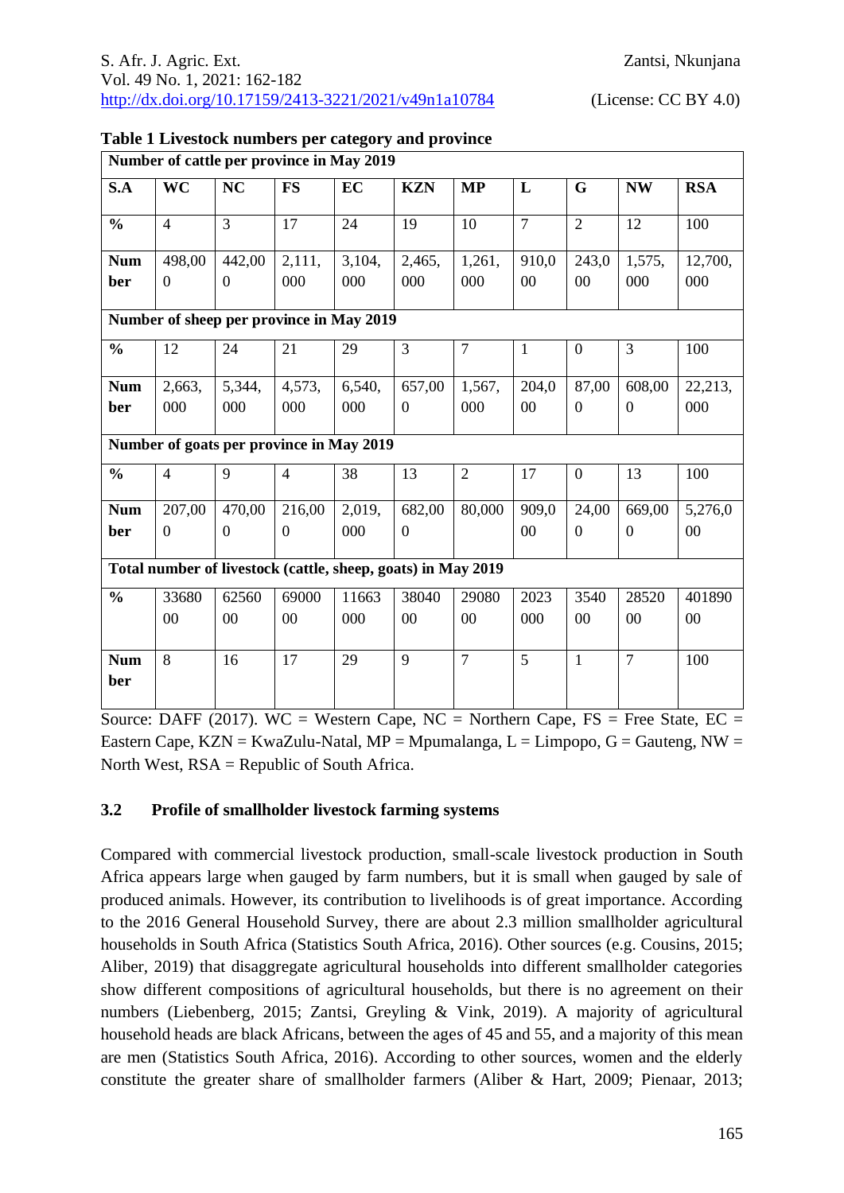**Table 1 Livestock numbers per category and province**

| **Number of cattle per province in May 2019** | | | | | | | | | | |
|---|---|---|---|---|---|---|---|---|---|---|
| **S.A** | **WC** | **NC** | **FS** | **EC** | **KZN** | **MP** | **L** | **G** | **NW** | **RSA** |
| **%** | 4 | 3 | 17 | 24 | 19 | 10 | 7 | 2 | 12 | 100 |
| **Number** | 498,000 | 442,000 | 2,111,000 | 3,104,000 | 2,465,000 | 1,261,000 | 910,000 | 243,000 | 1,575,000 | 12,700,000 |
| **Number of sheep per province in May 2019** | | | | | | | | | | |
| **%** | 12 | 24 | 21 | 29 | 3 | 7 | 1 | 0 | 3 | 100 |
| **Number** | 2,663,000 | 5,344,000 | 4,573,000 | 6,540,000 | 657,000 | 1,567,000 | 204,000 | 87,000 | 608,000 | 22,213,000 |
| **Number of goats per province in May 2019** | | | | | | | | | | |
| **%** | 4 | 9 | 4 | 38 | 13 | 2 | 17 | 0 | 13 | 100 |
| **Number** | 207,000 | 470,000 | 216,000 | 2,019,000 | 682,000 | 80,000 | 909,000 | 24,000 | 669,000 | 5,276,000 |
| **Total number of livestock (cattle, sheep, goats) in May 2019** | | | | | | | | | | |
| **%** | 3368000 | 6256000 | 6900000 | 11663000 | 3804000 | 2908000 | 2023000 | 354000 | 2852000 | 40189000 |
| **Number** | 8 | 16 | 17 | 29 | 9 | 7 | 5 | 1 | 7 | 100 |

Source: DAFF (2017). WC = Western Cape, NC = Northern Cape, FS = Free State, EC = Eastern Cape, KZN = KwaZulu-Natal, MP = Mpumalanga, L = Limpopo, G = Gauteng, NW = North West, RSA = Republic of South Africa.

### 3.2 Profile of smallholder livestock farming systems

Compared with commercial livestock production, small-scale livestock production in South Africa appears large when gauged by farm numbers, but it is small when gauged by sale of produced animals. However, its contribution to livelihoods is of great importance. According to the 2016 General Household Survey, there are about 2.3 million smallholder agricultural households in South Africa (Statistics South Africa, 2016). Other sources (e.g. Cousins, 2015; Aliber, 2019) that disaggregate agricultural households into different smallholder categories show different compositions of agricultural households, but there is no agreement on their numbers (Liebenberg, 2015; Zantsi, Greyling & Vink, 2019). A majority of agricultural household heads are black Africans, between the ages of 45 and 55, and a majority of this mean are men (Statistics South Africa, 2016). According to other sources, women and the elderly constitute the greater share of smallholder farmers (Aliber & Hart, 2009; Pienaar, 2013;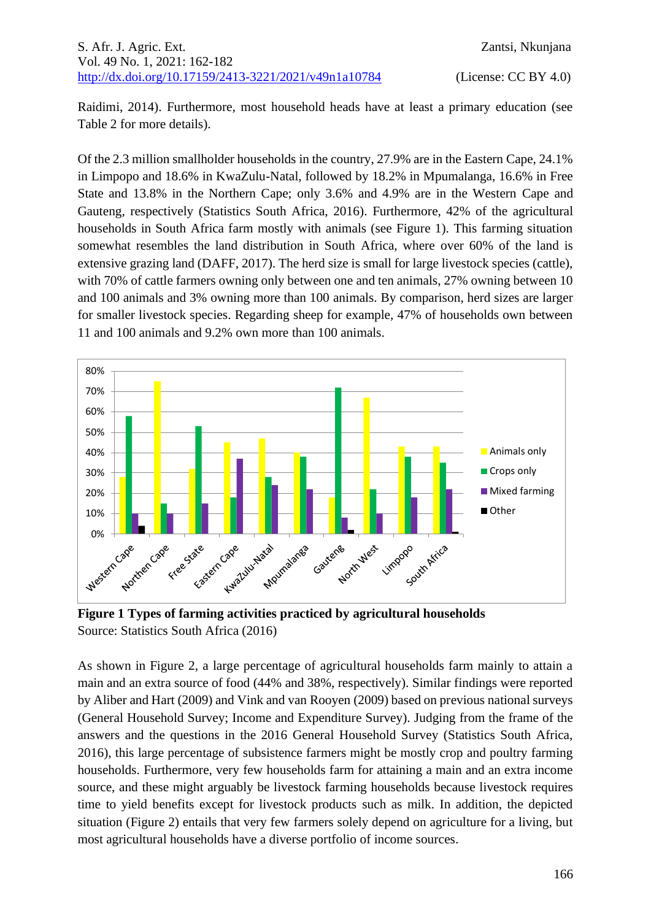Raidimi, 2014). Furthermore, most household heads have at least a primary education (see Table 2 for more details).

Of the 2.3 million smallholder households in the country, 27.9% are in the Eastern Cape, 24.1% in Limpopo and 18.6% in KwaZulu-Natal, followed by 18.2% in Mpumalanga, 16.6% in Free State and 13.8% in the Northern Cape; only 3.6% and 4.9% are in the Western Cape and Gauteng, respectively (Statistics South Africa, 2016). Furthermore, 42% of the agricultural households in South Africa farm mostly with animals (see Figure 1). This farming situation somewhat resembles the land distribution in South Africa, where over 60% of the land is extensive grazing land (DAFF, 2017). The herd size is small for large livestock species (cattle), with 70% of cattle farmers owning only between one and ten animals, 27% owning between 10 and 100 animals and 3% owning more than 100 animals. By comparison, herd sizes are larger for smaller livestock species. Regarding sheep for example, 47% of households own between 11 and 100 animals and 9.2% own more than 100 animals.

**Figure 1 Types of farming activities practiced by agricultural households**
Source: Statistics South Africa (2016)

As shown in Figure 2, a large percentage of agricultural households farm mainly to attain a main and an extra source of food (44% and 38%, respectively). Similar findings were reported by Aliber and Hart (2009) and Vink and van Rooyen (2009) based on previous national surveys (General Household Survey; Income and Expenditure Survey). Judging from the frame of the answers and the questions in the 2016 General Household Survey (Statistics South Africa, 2016), this large percentage of subsistence farmers might be mostly crop and poultry farming households. Furthermore, very few households farm for attaining a main and an extra income source, and these might arguably be livestock farming households because livestock requires time to yield benefits except for livestock products such as milk. In addition, the depicted situation (Figure 2) entails that very few farmers solely depend on agriculture for a living, but most agricultural households have a diverse portfolio of income sources.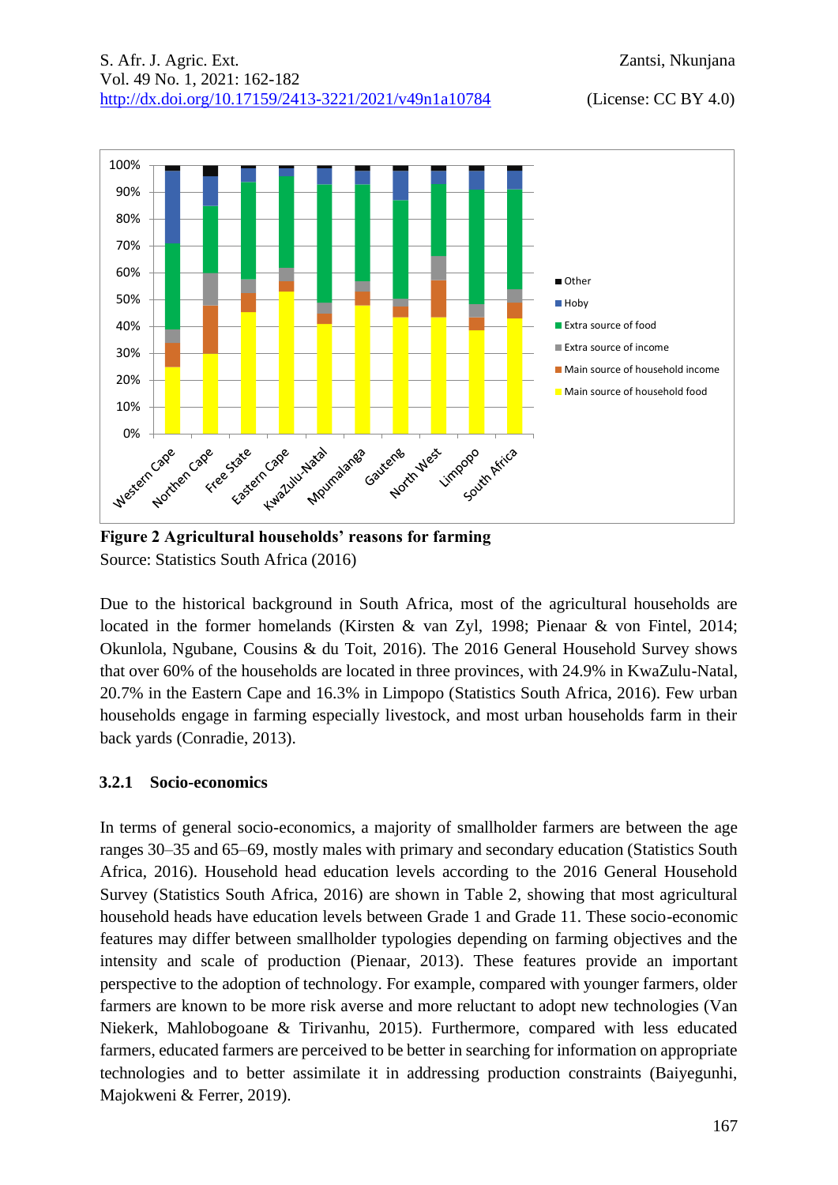**Figure 2 Agricultural households' reasons for farming**
Source: Statistics South Africa (2016)

Due to the historical background in South Africa, most of the agricultural households are located in the former homelands (Kirsten & van Zyl, 1998; Pienaar & von Fintel, 2014; Okunlola, Ngubane, Cousins & du Toit, 2016). The 2016 General Household Survey shows that over 60% of the households are located in three provinces, with 24.9% in KwaZulu-Natal, 20.7% in the Eastern Cape and 16.3% in Limpopo (Statistics South Africa, 2016). Few urban households engage in farming especially livestock, and most urban households farm in their back yards (Conradie, 2013).

### 3.2.1 Socio-economics

In terms of general socio-economics, a majority of smallholder farmers are between the age ranges 30–35 and 65–69, mostly males with primary and secondary education (Statistics South Africa, 2016). Household head education levels according to the 2016 General Household Survey (Statistics South Africa, 2016) are shown in Table 2, showing that most agricultural household heads have education levels between Grade 1 and Grade 11. These socio-economic features may differ between smallholder typologies depending on farming objectives and the intensity and scale of production (Pienaar, 2013). These features provide an important perspective to the adoption of technology. For example, compared with younger farmers, older farmers are known to be more risk averse and more reluctant to adopt new technologies (Van Niekerk, Mahlobogoane & Tirivanhu, 2015). Furthermore, compared with less educated farmers, educated farmers are perceived to be better in searching for information on appropriate technologies and to better assimilate it in addressing production constraints (Baiyegunhi, Majokweni & Ferrer, 2019).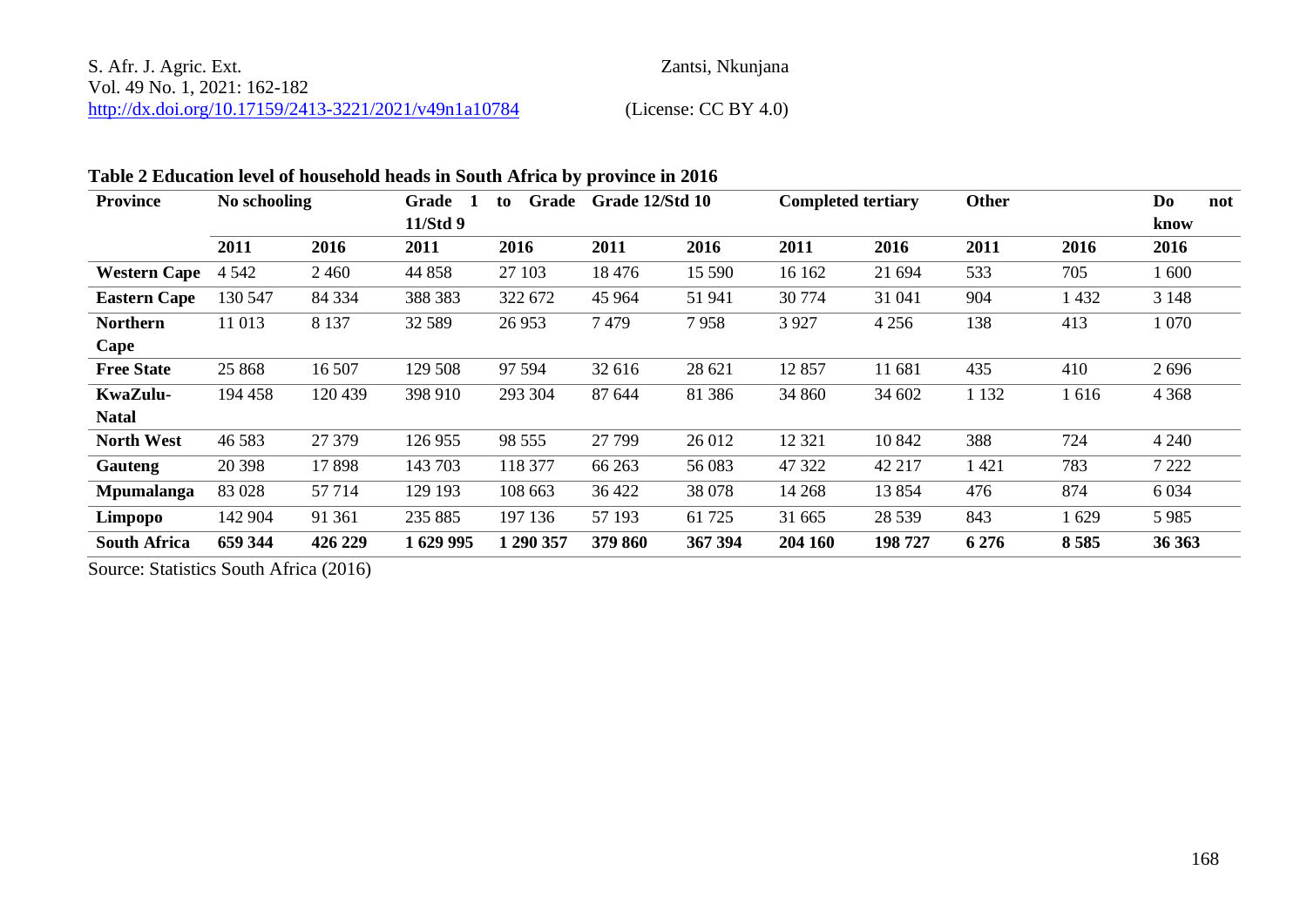**Table 2 Education level of household heads in South Africa by province in 2016**

| Province | No schooling | | Grade 1 to Grade 11/Std 9 | | Grade 12/Std 10 | | Completed tertiary | | Other | | Do not know |
|---|---|---|---|---|---|---|---|---|---|---|---|
| | 2011 | 2016 | 2011 | 2016 | 2011 | 2016 | 2011 | 2016 | 2011 | 2016 | 2016 |
| **Western Cape** | 4 542 | 2 460 | 44 858 | 27 103 | 18 476 | 15 590 | 16 162 | 21 694 | 533 | 705 | 1 600 |
| **Eastern Cape** | 130 547 | 84 334 | 388 383 | 322 672 | 45 964 | 51 941 | 30 774 | 31 041 | 904 | 1 432 | 3 148 |
| **Northern Cape** | 11 013 | 8 137 | 32 589 | 26 953 | 7 479 | 7 958 | 3 927 | 4 256 | 138 | 413 | 1 070 |
| **Free State** | 25 868 | 16 507 | 129 508 | 97 594 | 32 616 | 28 621 | 12 857 | 11 681 | 435 | 410 | 2 696 |
| **KwaZulu-Natal** | 194 458 | 120 439 | 398 910 | 293 304 | 87 644 | 81 386 | 34 860 | 34 602 | 1 132 | 1 616 | 4 368 |
| **North West** | 46 583 | 27 379 | 126 955 | 98 555 | 27 799 | 26 012 | 12 321 | 10 842 | 388 | 724 | 4 240 |
| **Gauteng** | 20 398 | 17 898 | 143 703 | 118 377 | 66 263 | 56 083 | 47 322 | 42 217 | 1 421 | 783 | 7 222 |
| **Mpumalanga** | 83 028 | 57 714 | 129 193 | 108 663 | 36 422 | 38 078 | 14 268 | 13 854 | 476 | 874 | 6 034 |
| **Limpopo** | 142 904 | 91 361 | 235 885 | 197 136 | 57 193 | 61 725 | 31 665 | 28 539 | 843 | 1 629 | 5 985 |
| **South Africa** | **659 344** | **426 229** | **1 629 995** | **1 290 357** | **379 860** | **367 394** | **204 160** | **198 727** | **6 276** | **8 585** | **36 363** |

Source: Statistics South Africa (2016)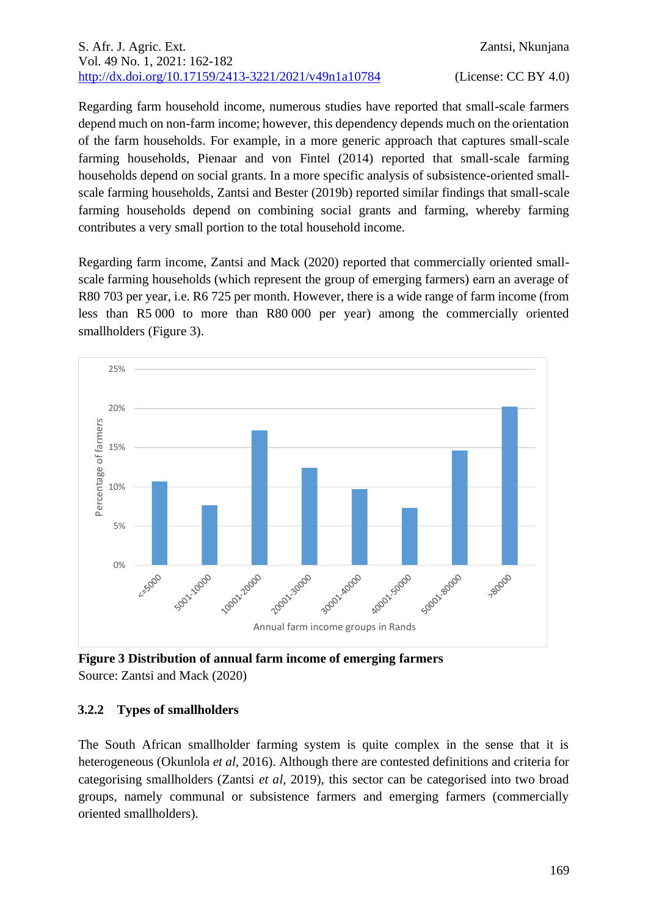Regarding farm household income, numerous studies have reported that small-scale farmers depend much on non-farm income; however, this dependency depends much on the orientation of the farm households. For example, in a more generic approach that captures small-scale farming households, Pienaar and von Fintel (2014) reported that small-scale farming households depend on social grants. In a more specific analysis of subsistence-oriented small-scale farming households, Zantsi and Bester (2019b) reported similar findings that small-scale farming households depend on combining social grants and farming, whereby farming contributes a very small portion to the total household income.

Regarding farm income, Zantsi and Mack (2020) reported that commercially oriented small-scale farming households (which represent the group of emerging farmers) earn an average of R80 703 per year, i.e. R6 725 per month. However, there is a wide range of farm income (from less than R5 000 to more than R80 000 per year) among the commercially oriented smallholders (Figure 3).

**Figure 3 Distribution of annual farm income of emerging farmers**
Source: Zantsi and Mack (2020)

### 3.2.2 Types of smallholders

The South African smallholder farming system is quite complex in the sense that it is heterogeneous (Okunlola *et al*, 2016). Although there are contested definitions and criteria for categorising smallholders (Zantsi *et al*, 2019), this sector can be categorised into two broad groups, namely communal or subsistence farmers and emerging farmers (commercially oriented smallholders).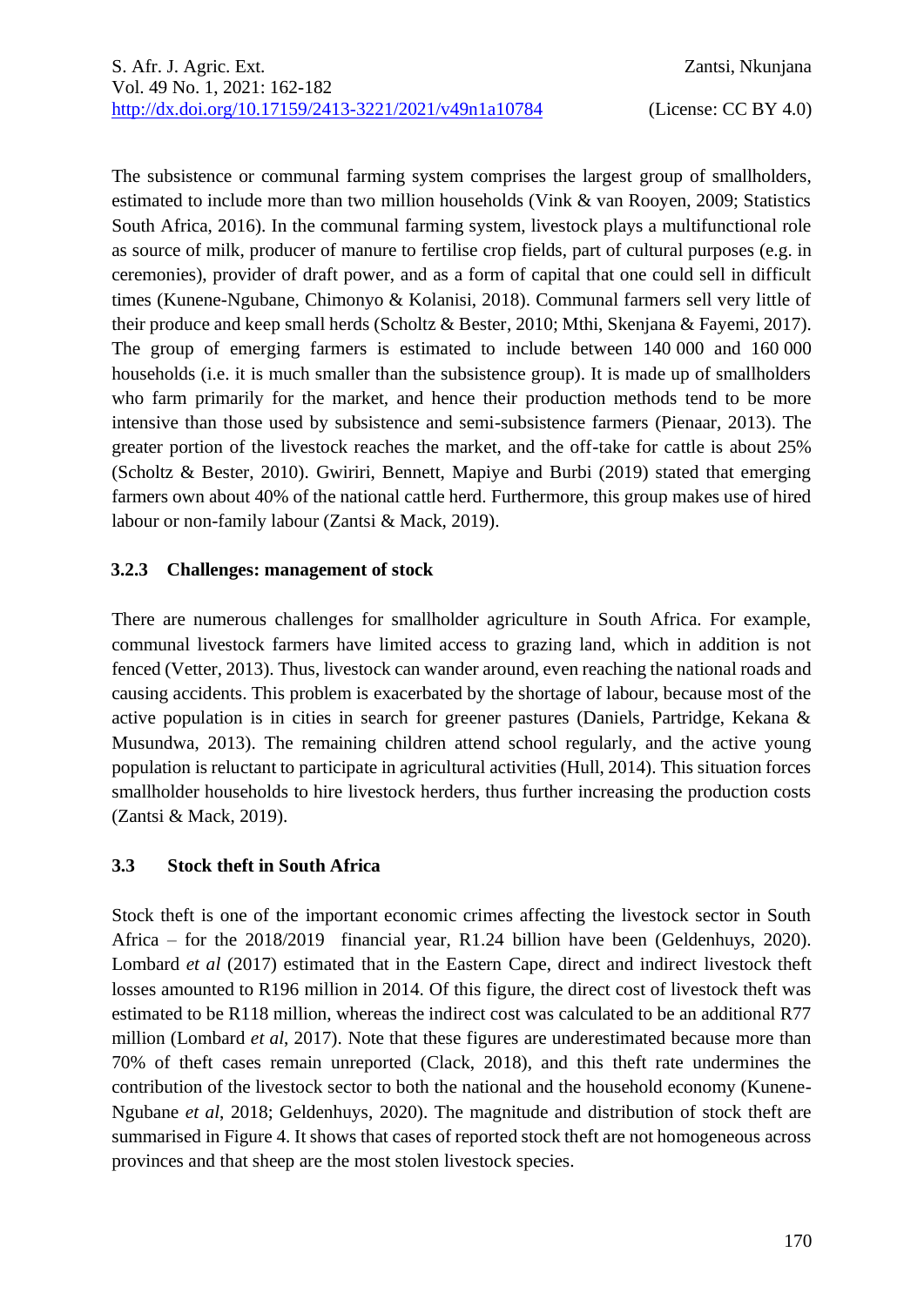The subsistence or communal farming system comprises the largest group of smallholders, estimated to include more than two million households (Vink & van Rooyen, 2009; Statistics South Africa, 2016). In the communal farming system, livestock plays a multifunctional role as source of milk, producer of manure to fertilise crop fields, part of cultural purposes (e.g. in ceremonies), provider of draft power, and as a form of capital that one could sell in difficult times (Kunene-Ngubane, Chimonyo & Kolanisi, 2018). Communal farmers sell very little of their produce and keep small herds (Scholtz & Bester, 2010; Mthi, Skenjana & Fayemi, 2017). The group of emerging farmers is estimated to include between 140 000 and 160 000 households (i.e. it is much smaller than the subsistence group). It is made up of smallholders who farm primarily for the market, and hence their production methods tend to be more intensive than those used by subsistence and semi-subsistence farmers (Pienaar, 2013). The greater portion of the livestock reaches the market, and the off-take for cattle is about 25% (Scholtz & Bester, 2010). Gwiriri, Bennett, Mapiye and Burbi (2019) stated that emerging farmers own about 40% of the national cattle herd. Furthermore, this group makes use of hired labour or non-family labour (Zantsi & Mack, 2019).

#### 3.2.3 Challenges: management of stock

There are numerous challenges for smallholder agriculture in South Africa. For example, communal livestock farmers have limited access to grazing land, which in addition is not fenced (Vetter, 2013). Thus, livestock can wander around, even reaching the national roads and causing accidents. This problem is exacerbated by the shortage of labour, because most of the active population is in cities in search for greener pastures (Daniels, Partridge, Kekana & Musundwa, 2013). The remaining children attend school regularly, and the active young population is reluctant to participate in agricultural activities (Hull, 2014). This situation forces smallholder households to hire livestock herders, thus further increasing the production costs (Zantsi & Mack, 2019).

### 3.3 Stock theft in South Africa

Stock theft is one of the important economic crimes affecting the livestock sector in South Africa – for the 2018/2019 financial year, R1.24 billion have been (Geldenhuys, 2020). Lombard *et al* (2017) estimated that in the Eastern Cape, direct and indirect livestock theft losses amounted to R196 million in 2014. Of this figure, the direct cost of livestock theft was estimated to be R118 million, whereas the indirect cost was calculated to be an additional R77 million (Lombard *et al*, 2017). Note that these figures are underestimated because more than 70% of theft cases remain unreported (Clack, 2018), and this theft rate undermines the contribution of the livestock sector to both the national and the household economy (Kunene-Ngubane *et al*, 2018; Geldenhuys, 2020). The magnitude and distribution of stock theft are summarised in Figure 4. It shows that cases of reported stock theft are not homogeneous across provinces and that sheep are the most stolen livestock species.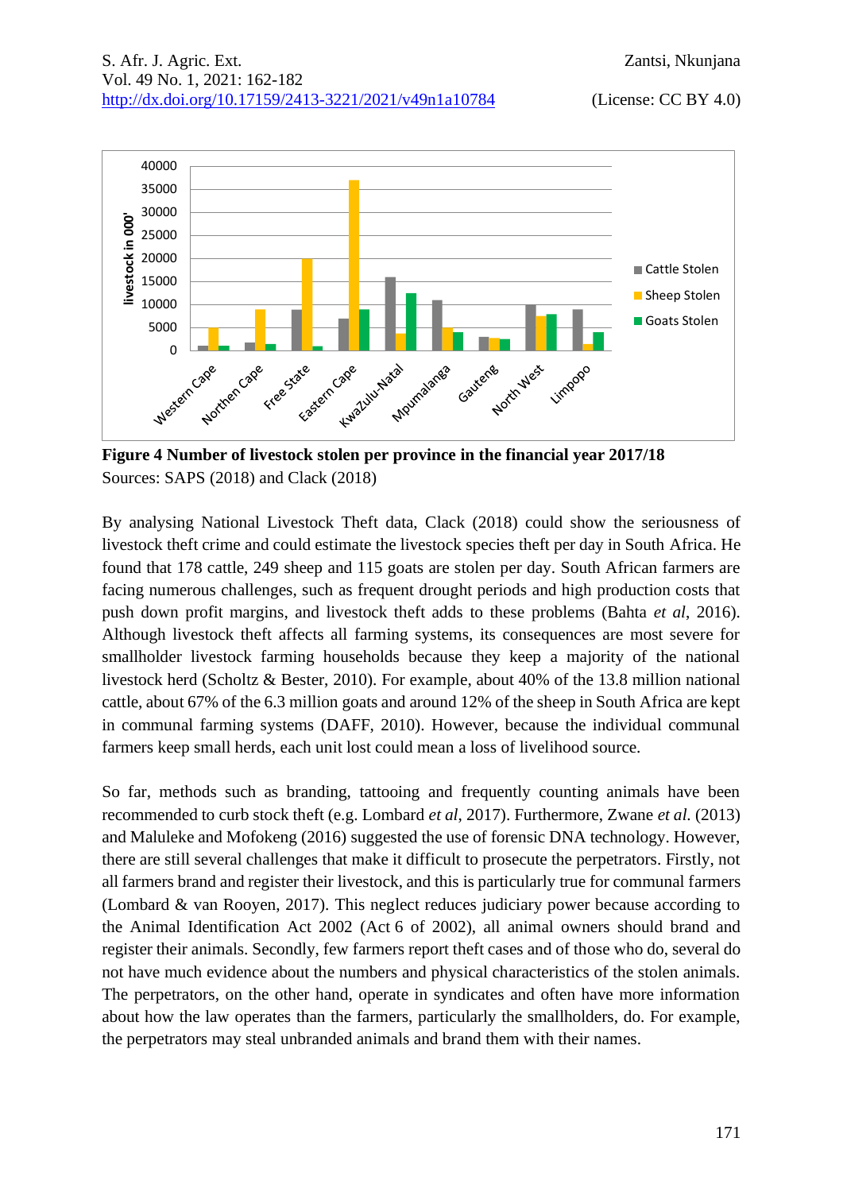**Figure 4 Number of livestock stolen per province in the financial year 2017/18**
Sources: SAPS (2018) and Clack (2018)

By analysing National Livestock Theft data, Clack (2018) could show the seriousness of livestock theft crime and could estimate the livestock species theft per day in South Africa. He found that 178 cattle, 249 sheep and 115 goats are stolen per day. South African farmers are facing numerous challenges, such as frequent drought periods and high production costs that push down profit margins, and livestock theft adds to these problems (Bahta *et al*, 2016). Although livestock theft affects all farming systems, its consequences are most severe for smallholder livestock farming households because they keep a majority of the national livestock herd (Scholtz & Bester, 2010). For example, about 40% of the 13.8 million national cattle, about 67% of the 6.3 million goats and around 12% of the sheep in South Africa are kept in communal farming systems (DAFF, 2010). However, because the individual communal farmers keep small herds, each unit lost could mean a loss of livelihood source.

So far, methods such as branding, tattooing and frequently counting animals have been recommended to curb stock theft (e.g. Lombard *et al*, 2017). Furthermore, Zwane *et al.* (2013) and Maluleke and Mofokeng (2016) suggested the use of forensic DNA technology. However, there are still several challenges that make it difficult to prosecute the perpetrators. Firstly, not all farmers brand and register their livestock, and this is particularly true for communal farmers (Lombard & van Rooyen, 2017). This neglect reduces judiciary power because according to the Animal Identification Act 2002 (Act 6 of 2002), all animal owners should brand and register their animals. Secondly, few farmers report theft cases and of those who do, several do not have much evidence about the numbers and physical characteristics of the stolen animals. The perpetrators, on the other hand, operate in syndicates and often have more information about how the law operates than the farmers, particularly the smallholders, do. For example, the perpetrators may steal unbranded animals and brand them with their names.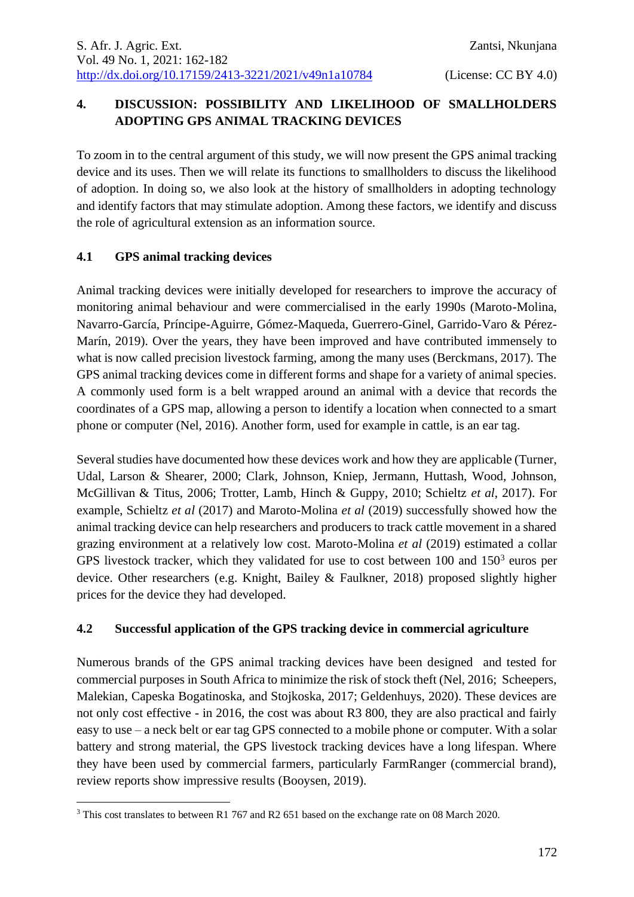## 4. DISCUSSION: POSSIBILITY AND LIKELIHOOD OF SMALLHOLDERS ADOPTING GPS ANIMAL TRACKING DEVICES

To zoom in to the central argument of this study, we will now present the GPS animal tracking device and its uses. Then we will relate its functions to smallholders to discuss the likelihood of adoption. In doing so, we also look at the history of smallholders in adopting technology and identify factors that may stimulate adoption. Among these factors, we identify and discuss the role of agricultural extension as an information source.

### 4.1 GPS animal tracking devices

Animal tracking devices were initially developed for researchers to improve the accuracy of monitoring animal behaviour and were commercialised in the early 1990s (Maroto-Molina, Navarro-García, Príncipe-Aguirre, Gómez-Maqueda, Guerrero-Ginel, Garrido-Varo & Pérez-Marín, 2019). Over the years, they have been improved and have contributed immensely to what is now called precision livestock farming, among the many uses (Berckmans, 2017). The GPS animal tracking devices come in different forms and shape for a variety of animal species. A commonly used form is a belt wrapped around an animal with a device that records the coordinates of a GPS map, allowing a person to identify a location when connected to a smart phone or computer (Nel, 2016). Another form, used for example in cattle, is an ear tag.

Several studies have documented how these devices work and how they are applicable (Turner, Udal, Larson & Shearer, 2000; Clark, Johnson, Kniep, Jermann, Huttash, Wood, Johnson, McGillivan & Titus, 2006; Trotter, Lamb, Hinch & Guppy, 2010; Schieltz *et al*, 2017). For example, Schieltz *et al* (2017) and Maroto-Molina *et al* (2019) successfully showed how the animal tracking device can help researchers and producers to track cattle movement in a shared grazing environment at a relatively low cost. Maroto-Molina *et al* (2019) estimated a collar GPS livestock tracker, which they validated for use to cost between 100 and 150[3] euros per device. Other researchers (e.g. Knight, Bailey & Faulkner, 2018) proposed slightly higher prices for the device they had developed.

### 4.2 Successful application of the GPS tracking device in commercial agriculture

Numerous brands of the GPS animal tracking devices have been designed and tested for commercial purposes in South Africa to minimize the risk of stock theft (Nel, 2016; Scheepers, Malekian, Capeska Bogatinoska, and Stojkoska, 2017; Geldenhuys, 2020). These devices are not only cost effective - in 2016, the cost was about R3 800, they are also practical and fairly easy to use – a neck belt or ear tag GPS connected to a mobile phone or computer. With a solar battery and strong material, the GPS livestock tracking devices have a long lifespan. Where they have been used by commercial farmers, particularly FarmRanger (commercial brand), review reports show impressive results (Booysen, 2019).

[3] This cost translates to between R1 767 and R2 651 based on the exchange rate on 08 March 2020.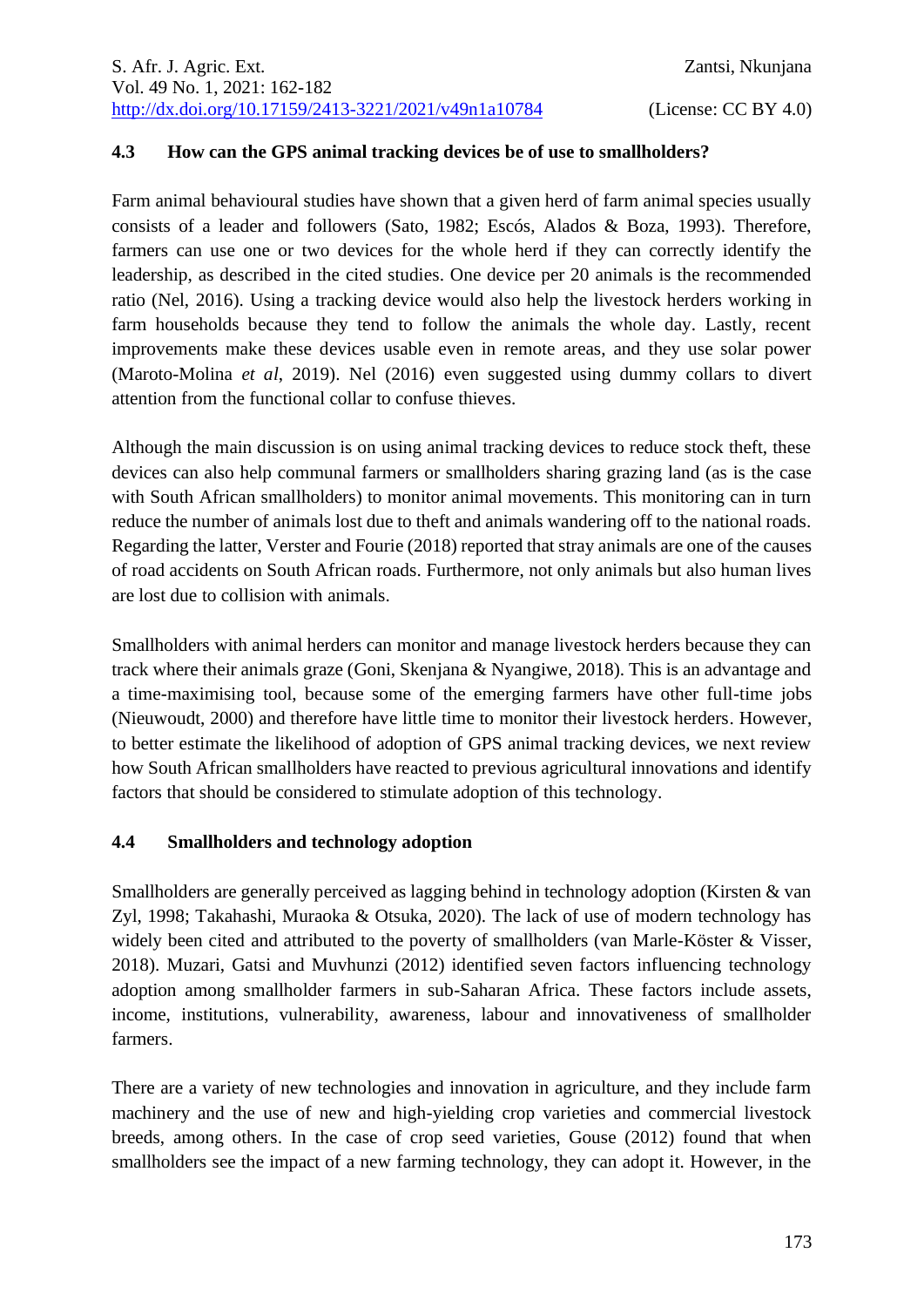### 4.3 How can the GPS animal tracking devices be of use to smallholders?

Farm animal behavioural studies have shown that a given herd of farm animal species usually consists of a leader and followers (Sato, 1982; Escós, Alados & Boza, 1993). Therefore, farmers can use one or two devices for the whole herd if they can correctly identify the leadership, as described in the cited studies. One device per 20 animals is the recommended ratio (Nel, 2016). Using a tracking device would also help the livestock herders working in farm households because they tend to follow the animals the whole day. Lastly, recent improvements make these devices usable even in remote areas, and they use solar power (Maroto-Molina *et al*, 2019). Nel (2016) even suggested using dummy collars to divert attention from the functional collar to confuse thieves.

Although the main discussion is on using animal tracking devices to reduce stock theft, these devices can also help communal farmers or smallholders sharing grazing land (as is the case with South African smallholders) to monitor animal movements. This monitoring can in turn reduce the number of animals lost due to theft and animals wandering off to the national roads. Regarding the latter, Verster and Fourie (2018) reported that stray animals are one of the causes of road accidents on South African roads. Furthermore, not only animals but also human lives are lost due to collision with animals.

Smallholders with animal herders can monitor and manage livestock herders because they can track where their animals graze (Goni, Skenjana & Nyangiwe, 2018). This is an advantage and a time-maximising tool, because some of the emerging farmers have other full-time jobs (Nieuwoudt, 2000) and therefore have little time to monitor their livestock herders. However, to better estimate the likelihood of adoption of GPS animal tracking devices, we next review how South African smallholders have reacted to previous agricultural innovations and identify factors that should be considered to stimulate adoption of this technology.

### 4.4 Smallholders and technology adoption

Smallholders are generally perceived as lagging behind in technology adoption (Kirsten & van Zyl, 1998; Takahashi, Muraoka & Otsuka, 2020). The lack of use of modern technology has widely been cited and attributed to the poverty of smallholders (van Marle-Köster & Visser, 2018). Muzari, Gatsi and Muvhunzi (2012) identified seven factors influencing technology adoption among smallholder farmers in sub-Saharan Africa. These factors include assets, income, institutions, vulnerability, awareness, labour and innovativeness of smallholder farmers.

There are a variety of new technologies and innovation in agriculture, and they include farm machinery and the use of new and high-yielding crop varieties and commercial livestock breeds, among others. In the case of crop seed varieties, Gouse (2012) found that when smallholders see the impact of a new farming technology, they can adopt it. However, in the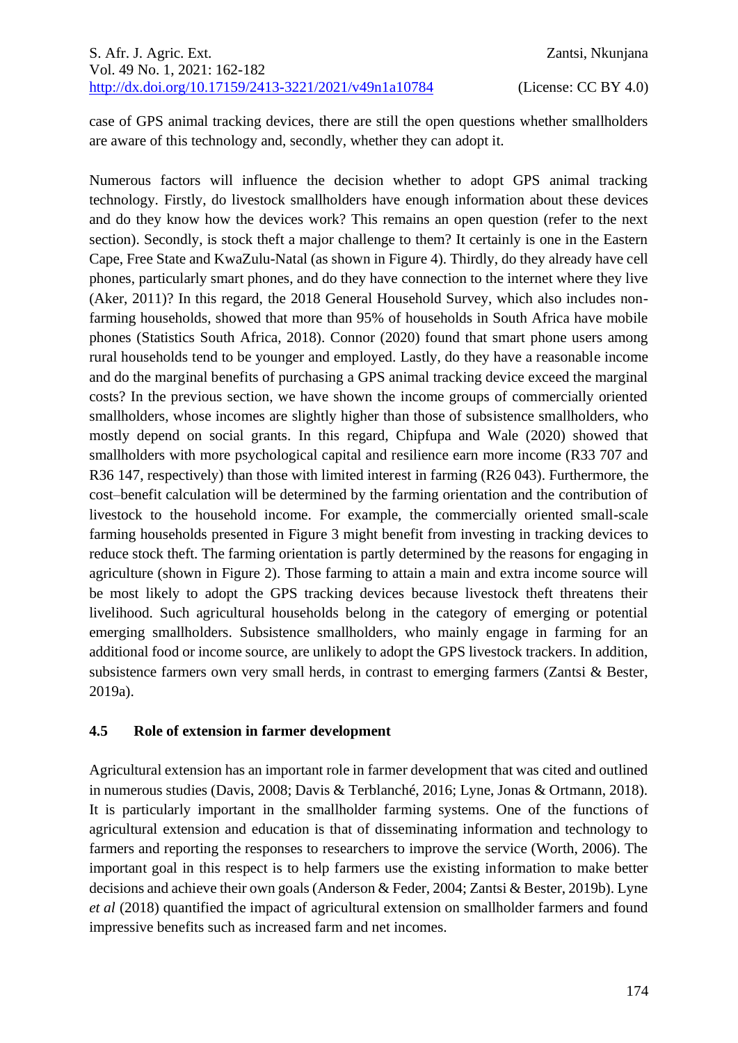case of GPS animal tracking devices, there are still the open questions whether smallholders are aware of this technology and, secondly, whether they can adopt it.

Numerous factors will influence the decision whether to adopt GPS animal tracking technology. Firstly, do livestock smallholders have enough information about these devices and do they know how the devices work? This remains an open question (refer to the next section). Secondly, is stock theft a major challenge to them? It certainly is one in the Eastern Cape, Free State and KwaZulu-Natal (as shown in Figure 4). Thirdly, do they already have cell phones, particularly smart phones, and do they have connection to the internet where they live (Aker, 2011)? In this regard, the 2018 General Household Survey, which also includes non-farming households, showed that more than 95% of households in South Africa have mobile phones (Statistics South Africa, 2018). Connor (2020) found that smart phone users among rural households tend to be younger and employed. Lastly, do they have a reasonable income and do the marginal benefits of purchasing a GPS animal tracking device exceed the marginal costs? In the previous section, we have shown the income groups of commercially oriented smallholders, whose incomes are slightly higher than those of subsistence smallholders, who mostly depend on social grants. In this regard, Chipfupa and Wale (2020) showed that smallholders with more psychological capital and resilience earn more income (R33 707 and R36 147, respectively) than those with limited interest in farming (R26 043). Furthermore, the cost–benefit calculation will be determined by the farming orientation and the contribution of livestock to the household income. For example, the commercially oriented small-scale farming households presented in Figure 3 might benefit from investing in tracking devices to reduce stock theft. The farming orientation is partly determined by the reasons for engaging in agriculture (shown in Figure 2). Those farming to attain a main and extra income source will be most likely to adopt the GPS tracking devices because livestock theft threatens their livelihood. Such agricultural households belong in the category of emerging or potential emerging smallholders. Subsistence smallholders, who mainly engage in farming for an additional food or income source, are unlikely to adopt the GPS livestock trackers. In addition, subsistence farmers own very small herds, in contrast to emerging farmers (Zantsi & Bester, 2019a).

### 4.5 Role of extension in farmer development

Agricultural extension has an important role in farmer development that was cited and outlined in numerous studies (Davis, 2008; Davis & Terblanché, 2016; Lyne, Jonas & Ortmann, 2018). It is particularly important in the smallholder farming systems. One of the functions of agricultural extension and education is that of disseminating information and technology to farmers and reporting the responses to researchers to improve the service (Worth, 2006). The important goal in this respect is to help farmers use the existing information to make better decisions and achieve their own goals (Anderson & Feder, 2004; Zantsi & Bester, 2019b). Lyne *et al* (2018) quantified the impact of agricultural extension on smallholder farmers and found impressive benefits such as increased farm and net incomes.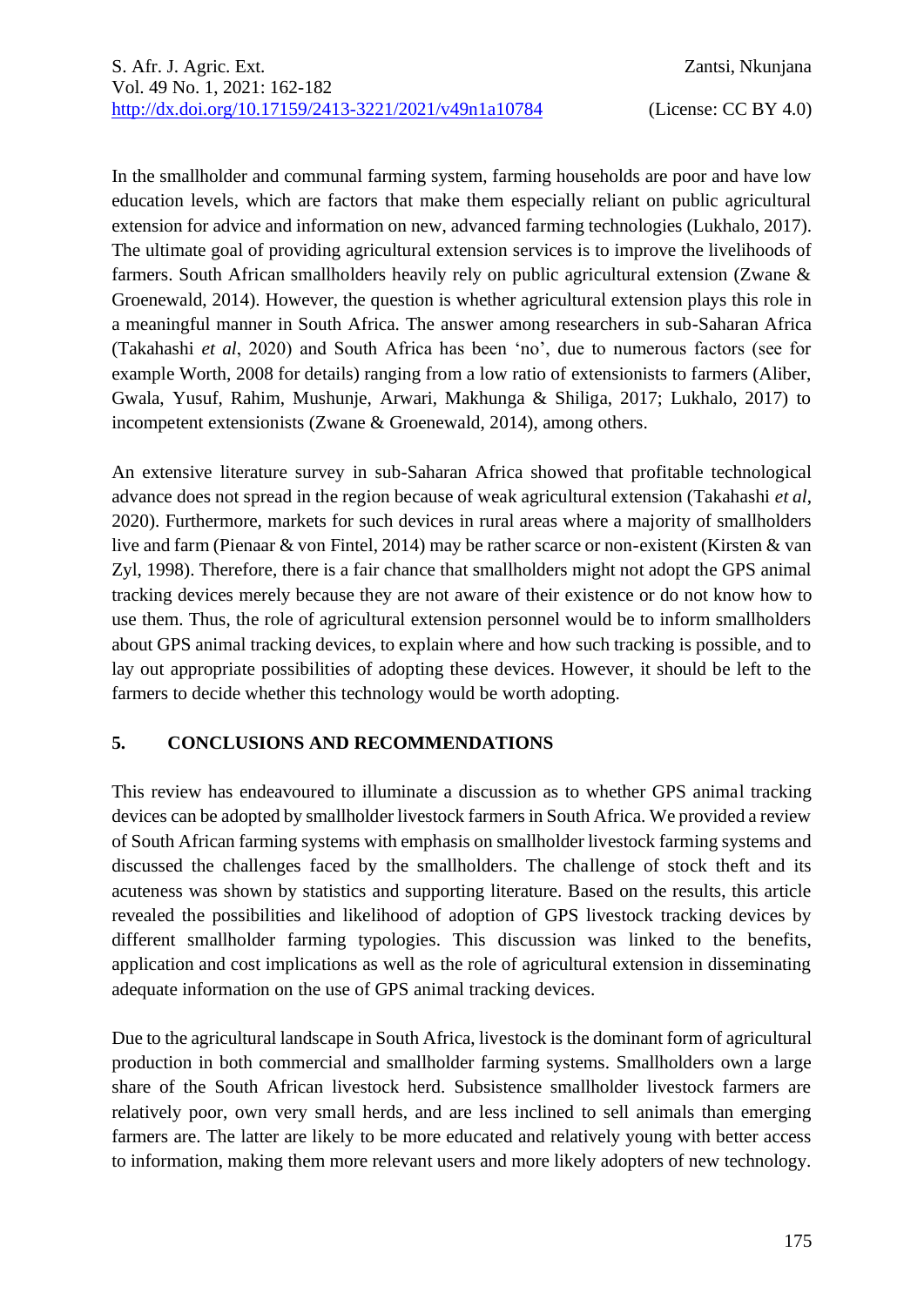In the smallholder and communal farming system, farming households are poor and have low education levels, which are factors that make them especially reliant on public agricultural extension for advice and information on new, advanced farming technologies (Lukhalo, 2017). The ultimate goal of providing agricultural extension services is to improve the livelihoods of farmers. South African smallholders heavily rely on public agricultural extension (Zwane & Groenewald, 2014). However, the question is whether agricultural extension plays this role in a meaningful manner in South Africa. The answer among researchers in sub-Saharan Africa (Takahashi *et al*, 2020) and South Africa has been 'no', due to numerous factors (see for example Worth, 2008 for details) ranging from a low ratio of extensionists to farmers (Aliber, Gwala, Yusuf, Rahim, Mushunje, Arwari, Makhunga & Shiliga, 2017; Lukhalo, 2017) to incompetent extensionists (Zwane & Groenewald, 2014), among others.

An extensive literature survey in sub-Saharan Africa showed that profitable technological advance does not spread in the region because of weak agricultural extension (Takahashi *et al*, 2020). Furthermore, markets for such devices in rural areas where a majority of smallholders live and farm (Pienaar & von Fintel, 2014) may be rather scarce or non-existent (Kirsten & van Zyl, 1998). Therefore, there is a fair chance that smallholders might not adopt the GPS animal tracking devices merely because they are not aware of their existence or do not know how to use them. Thus, the role of agricultural extension personnel would be to inform smallholders about GPS animal tracking devices, to explain where and how such tracking is possible, and to lay out appropriate possibilities of adopting these devices. However, it should be left to the farmers to decide whether this technology would be worth adopting.

## 5. CONCLUSIONS AND RECOMMENDATIONS

This review has endeavoured to illuminate a discussion as to whether GPS animal tracking devices can be adopted by smallholder livestock farmers in South Africa. We provided a review of South African farming systems with emphasis on smallholder livestock farming systems and discussed the challenges faced by the smallholders. The challenge of stock theft and its acuteness was shown by statistics and supporting literature. Based on the results, this article revealed the possibilities and likelihood of adoption of GPS livestock tracking devices by different smallholder farming typologies. This discussion was linked to the benefits, application and cost implications as well as the role of agricultural extension in disseminating adequate information on the use of GPS animal tracking devices.

Due to the agricultural landscape in South Africa, livestock is the dominant form of agricultural production in both commercial and smallholder farming systems. Smallholders own a large share of the South African livestock herd. Subsistence smallholder livestock farmers are relatively poor, own very small herds, and are less inclined to sell animals than emerging farmers are. The latter are likely to be more educated and relatively young with better access to information, making them more relevant users and more likely adopters of new technology.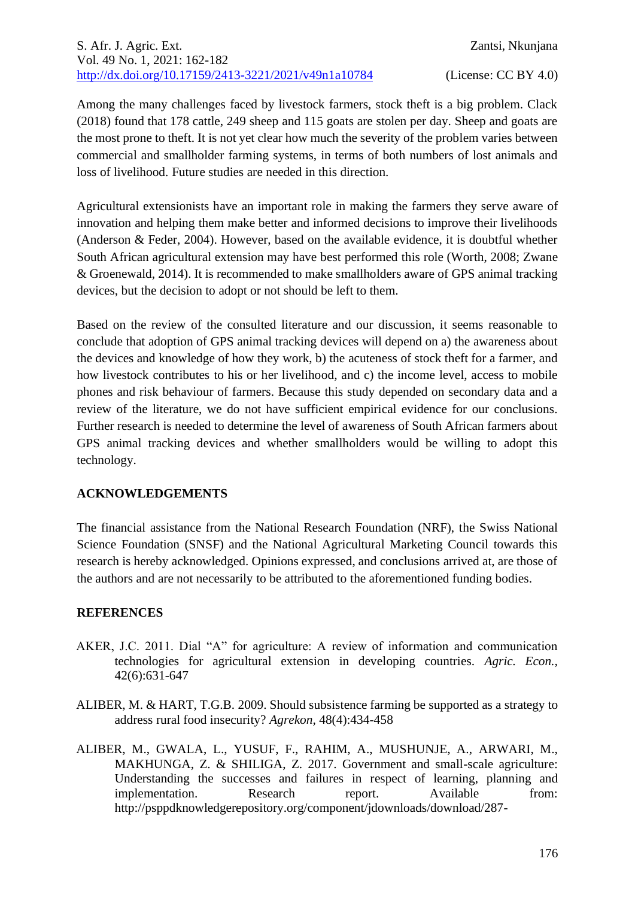Among the many challenges faced by livestock farmers, stock theft is a big problem. Clack (2018) found that 178 cattle, 249 sheep and 115 goats are stolen per day. Sheep and goats are the most prone to theft. It is not yet clear how much the severity of the problem varies between commercial and smallholder farming systems, in terms of both numbers of lost animals and loss of livelihood. Future studies are needed in this direction.

Agricultural extensionists have an important role in making the farmers they serve aware of innovation and helping them make better and informed decisions to improve their livelihoods (Anderson & Feder, 2004). However, based on the available evidence, it is doubtful whether South African agricultural extension may have best performed this role (Worth, 2008; Zwane & Groenewald, 2014). It is recommended to make smallholders aware of GPS animal tracking devices, but the decision to adopt or not should be left to them.

Based on the review of the consulted literature and our discussion, it seems reasonable to conclude that adoption of GPS animal tracking devices will depend on a) the awareness about the devices and knowledge of how they work, b) the acuteness of stock theft for a farmer, and how livestock contributes to his or her livelihood, and c) the income level, access to mobile phones and risk behaviour of farmers. Because this study depended on secondary data and a review of the literature, we do not have sufficient empirical evidence for our conclusions. Further research is needed to determine the level of awareness of South African farmers about GPS animal tracking devices and whether smallholders would be willing to adopt this technology.

## ACKNOWLEDGEMENTS

The financial assistance from the National Research Foundation (NRF), the Swiss National Science Foundation (SNSF) and the National Agricultural Marketing Council towards this research is hereby acknowledged. Opinions expressed, and conclusions arrived at, are those of the authors and are not necessarily to be attributed to the aforementioned funding bodies.

## REFERENCES

AKER, J.C. 2011. Dial "A" for agriculture: A review of information and communication technologies for agricultural extension in developing countries. *Agric. Econ.,* 42(6):631-647

ALIBER, M. & HART, T.G.B. 2009. Should subsistence farming be supported as a strategy to address rural food insecurity? *Agrekon,* 48(4):434-458

ALIBER, M., GWALA, L., YUSUF, F., RAHIM, A., MUSHUNJE, A., ARWARI, M., MAKHUNGA, Z. & SHILIGA, Z. 2017. Government and small-scale agriculture: Understanding the successes and failures in respect of learning, planning and implementation. Research report. Available from: http://psppdknowledgerepository.org/component/jdownloads/download/287-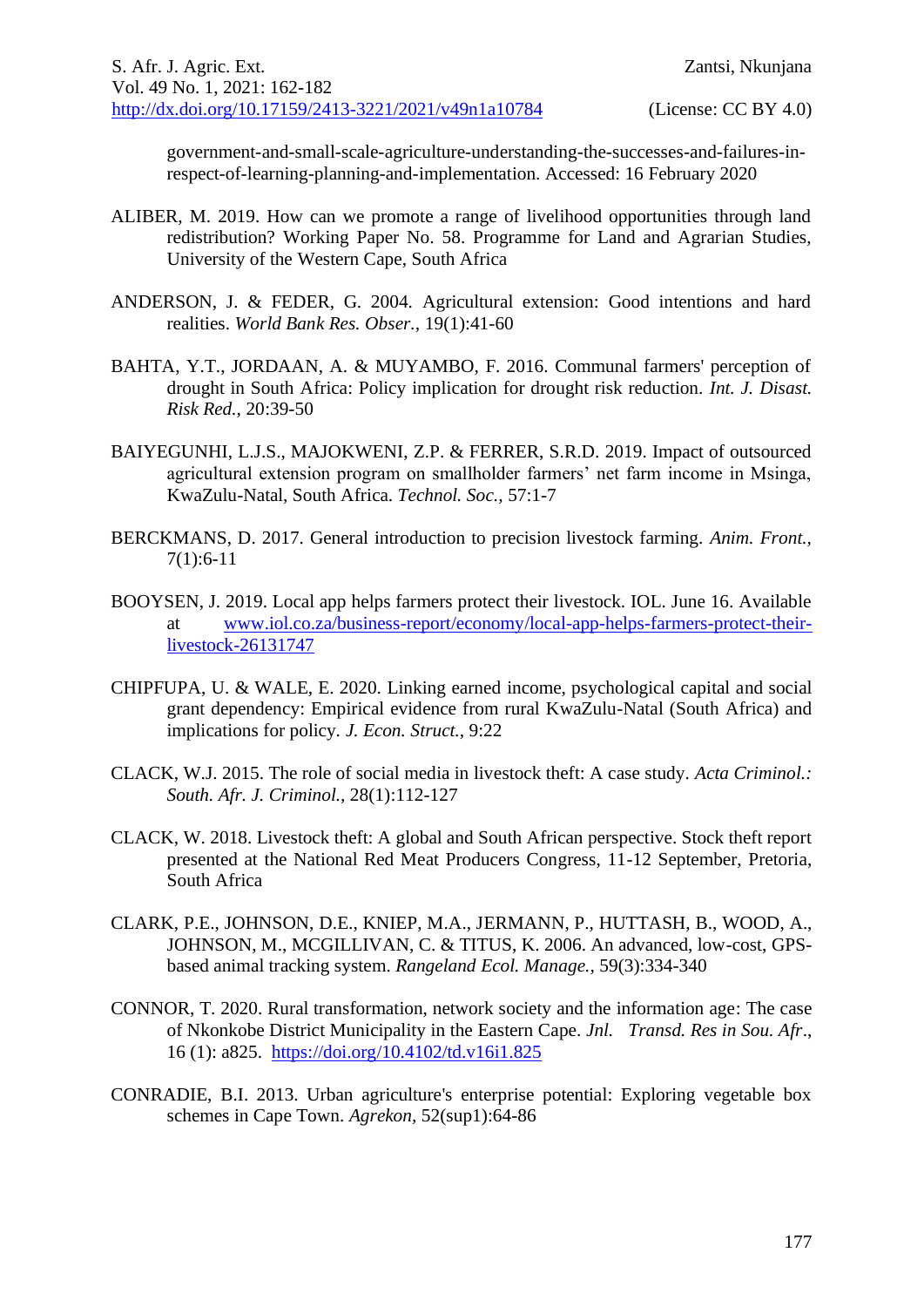government-and-small-scale-agriculture-understanding-the-successes-and-failures-in-respect-of-learning-planning-and-implementation. Accessed: 16 February 2020

ALIBER, M. 2019. How can we promote a range of livelihood opportunities through land redistribution? Working Paper No. 58. Programme for Land and Agrarian Studies, University of the Western Cape, South Africa

ANDERSON, J. & FEDER, G. 2004. Agricultural extension: Good intentions and hard realities. *World Bank Res. Obser.*, 19(1):41-60

BAHTA, Y.T., JORDAAN, A. & MUYAMBO, F. 2016. Communal farmers' perception of drought in South Africa: Policy implication for drought risk reduction. *Int. J. Disast. Risk Red.*, 20:39-50

BAIYEGUNHI, L.J.S., MAJOKWENI, Z.P. & FERRER, S.R.D. 2019. Impact of outsourced agricultural extension program on smallholder farmers' net farm income in Msinga, KwaZulu-Natal, South Africa. *Technol. Soc.*, 57:1-7

BERCKMANS, D. 2017. General introduction to precision livestock farming. *Anim. Front.*, 7(1):6-11

BOOYSEN, J. 2019. Local app helps farmers protect their livestock. IOL. June 16. Available at www.iol.co.za/business-report/economy/local-app-helps-farmers-protect-their-livestock-26131747

CHIPFUPA, U. & WALE, E. 2020. Linking earned income, psychological capital and social grant dependency: Empirical evidence from rural KwaZulu-Natal (South Africa) and implications for policy. *J. Econ. Struct.*, 9:22

CLACK, W.J. 2015. The role of social media in livestock theft: A case study. *Acta Criminol.: South. Afr. J. Criminol.*, 28(1):112-127

CLACK, W. 2018. Livestock theft: A global and South African perspective. Stock theft report presented at the National Red Meat Producers Congress, 11-12 September, Pretoria, South Africa

CLARK, P.E., JOHNSON, D.E., KNIEP, M.A., JERMANN, P., HUTTASH, B., WOOD, A., JOHNSON, M., MCGILLIVAN, C. & TITUS, K. 2006. An advanced, low-cost, GPS-based animal tracking system. *Rangeland Ecol. Manage.*, 59(3):334-340

CONNOR, T. 2020. Rural transformation, network society and the information age: The case of Nkonkobe District Municipality in the Eastern Cape. *Jnl. Transd. Res in Sou. Afr*., 16 (1): a825. https://doi.org/10.4102/td.v16i1.825

CONRADIE, B.I. 2013. Urban agriculture's enterprise potential: Exploring vegetable box schemes in Cape Town. *Agrekon*, 52(sup1):64-86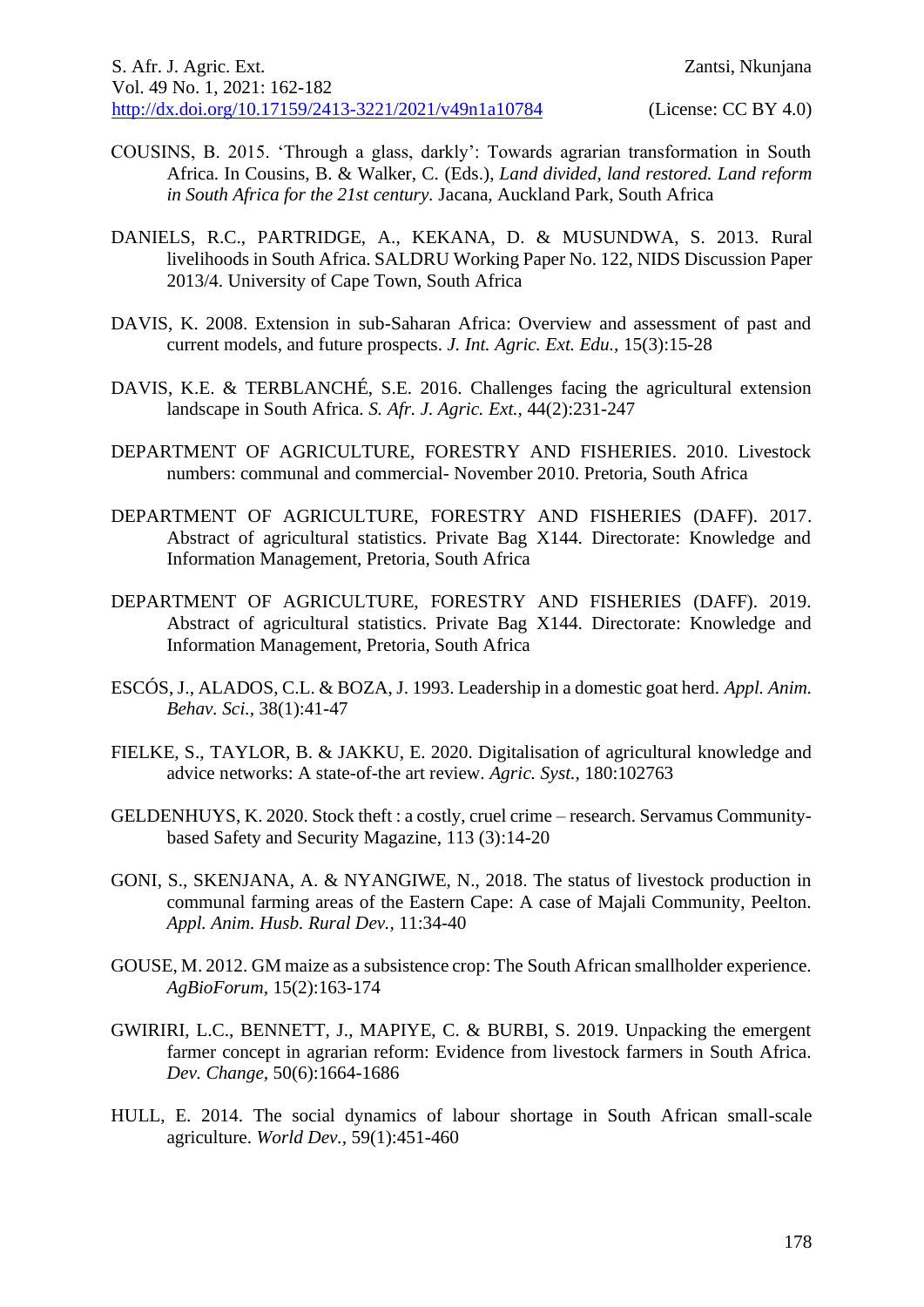COUSINS, B. 2015. 'Through a glass, darkly': Towards agrarian transformation in South Africa. In Cousins, B. & Walker, C. (Eds.), *Land divided, land restored. Land reform in South Africa for the 21st century.* Jacana, Auckland Park, South Africa

DANIELS, R.C., PARTRIDGE, A., KEKANA, D. & MUSUNDWA, S. 2013. Rural livelihoods in South Africa. SALDRU Working Paper No. 122, NIDS Discussion Paper 2013/4. University of Cape Town, South Africa

DAVIS, K. 2008. Extension in sub-Saharan Africa: Overview and assessment of past and current models, and future prospects. *J. Int. Agric. Ext. Edu.,* 15(3):15-28

DAVIS, K.E. & TERBLANCHÉ, S.E. 2016. Challenges facing the agricultural extension landscape in South Africa. *S. Afr. J. Agric. Ext.,* 44(2):231-247

DEPARTMENT OF AGRICULTURE, FORESTRY AND FISHERIES. 2010. Livestock numbers: communal and commercial- November 2010. Pretoria, South Africa

DEPARTMENT OF AGRICULTURE, FORESTRY AND FISHERIES (DAFF). 2017. Abstract of agricultural statistics. Private Bag X144. Directorate: Knowledge and Information Management, Pretoria, South Africa

DEPARTMENT OF AGRICULTURE, FORESTRY AND FISHERIES (DAFF). 2019. Abstract of agricultural statistics. Private Bag X144. Directorate: Knowledge and Information Management, Pretoria, South Africa

ESCÓS, J., ALADOS, C.L. & BOZA, J. 1993. Leadership in a domestic goat herd. *Appl. Anim. Behav. Sci.,* 38(1):41-47

FIELKE, S., TAYLOR, B. & JAKKU, E. 2020. Digitalisation of agricultural knowledge and advice networks: A state-of-the art review. *Agric. Syst.,* 180:102763

GELDENHUYS, K. 2020. Stock theft : a costly, cruel crime – research. Servamus Community-based Safety and Security Magazine, 113 (3):14-20

GONI, S., SKENJANA, A. & NYANGIWE, N., 2018. The status of livestock production in communal farming areas of the Eastern Cape: A case of Majali Community, Peelton. *Appl. Anim. Husb. Rural Dev.,* 11:34-40

GOUSE, M. 2012. GM maize as a subsistence crop: The South African smallholder experience. *AgBioForum,* 15(2):163-174

GWIRIRI, L.C., BENNETT, J., MAPIYE, C. & BURBI, S. 2019. Unpacking the emergent farmer concept in agrarian reform: Evidence from livestock farmers in South Africa. *Dev. Change,* 50(6):1664-1686

HULL, E. 2014. The social dynamics of labour shortage in South African small-scale agriculture. *World Dev.,* 59(1):451-460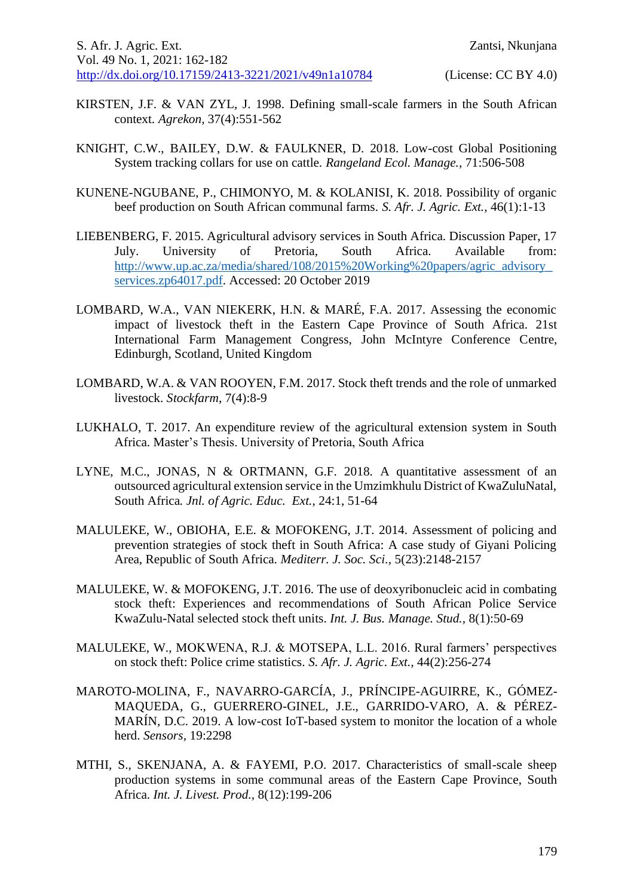KIRSTEN, J.F. & VAN ZYL, J. 1998. Defining small-scale farmers in the South African context. *Agrekon,* 37(4):551-562

KNIGHT, C.W., BAILEY, D.W. & FAULKNER, D. 2018. Low-cost Global Positioning System tracking collars for use on cattle. *Rangeland Ecol. Manage.,* 71:506-508

KUNENE-NGUBANE, P., CHIMONYO, M. & KOLANISI, K. 2018. Possibility of organic beef production on South African communal farms. *S. Afr. J. Agric. Ext.,* 46(1):1-13

LIEBENBERG, F. 2015. Agricultural advisory services in South Africa. Discussion Paper, 17 July. University of Pretoria, South Africa. Available from: http://www.up.ac.za/media/shared/108/2015%20Working%20papers/agric_advisory_services.zp64017.pdf. Accessed: 20 October 2019

LOMBARD, W.A., VAN NIEKERK, H.N. & MARÉ, F.A. 2017. Assessing the economic impact of livestock theft in the Eastern Cape Province of South Africa. 21st International Farm Management Congress, John McIntyre Conference Centre, Edinburgh, Scotland, United Kingdom

LOMBARD, W.A. & VAN ROOYEN, F.M. 2017. Stock theft trends and the role of unmarked livestock. *Stockfarm*, 7(4):8-9

LUKHALO, T. 2017. An expenditure review of the agricultural extension system in South Africa. Master's Thesis. University of Pretoria, South Africa

LYNE, M.C., JONAS, N & ORTMANN, G.F. 2018. A quantitative assessment of an outsourced agricultural extension service in the Umzimkhulu District of KwaZuluNatal, South Africa*. Jnl. of Agric. Educ. Ext.*, 24:1, 51-64

MALULEKE, W., OBIOHA, E.E. & MOFOKENG, J.T. 2014. Assessment of policing and prevention strategies of stock theft in South Africa: A case study of Giyani Policing Area, Republic of South Africa. *Mediterr. J. Soc. Sci.,* 5(23):2148-2157

MALULEKE, W. & MOFOKENG, J.T. 2016. The use of deoxyribonucleic acid in combating stock theft: Experiences and recommendations of South African Police Service KwaZulu-Natal selected stock theft units. *Int. J. Bus. Manage. Stud.,* 8(1):50-69

MALULEKE, W., MOKWENA, R.J. & MOTSEPA, L.L. 2016. Rural farmers' perspectives on stock theft: Police crime statistics. *S. Afr. J. Agric. Ext.,* 44(2):256-274

MAROTO-MOLINA, F., NAVARRO-GARCÍA, J., PRÍNCIPE-AGUIRRE, K., GÓMEZ-MAQUEDA, G., GUERRERO-GINEL, J.E., GARRIDO-VARO, A. & PÉREZ-MARÍN, D.C. 2019. A low-cost IoT-based system to monitor the location of a whole herd. *Sensors*, 19:2298

MTHI, S., SKENJANA, A. & FAYEMI, P.O. 2017. Characteristics of small-scale sheep production systems in some communal areas of the Eastern Cape Province, South Africa. *Int. J. Livest. Prod.,* 8(12):199-206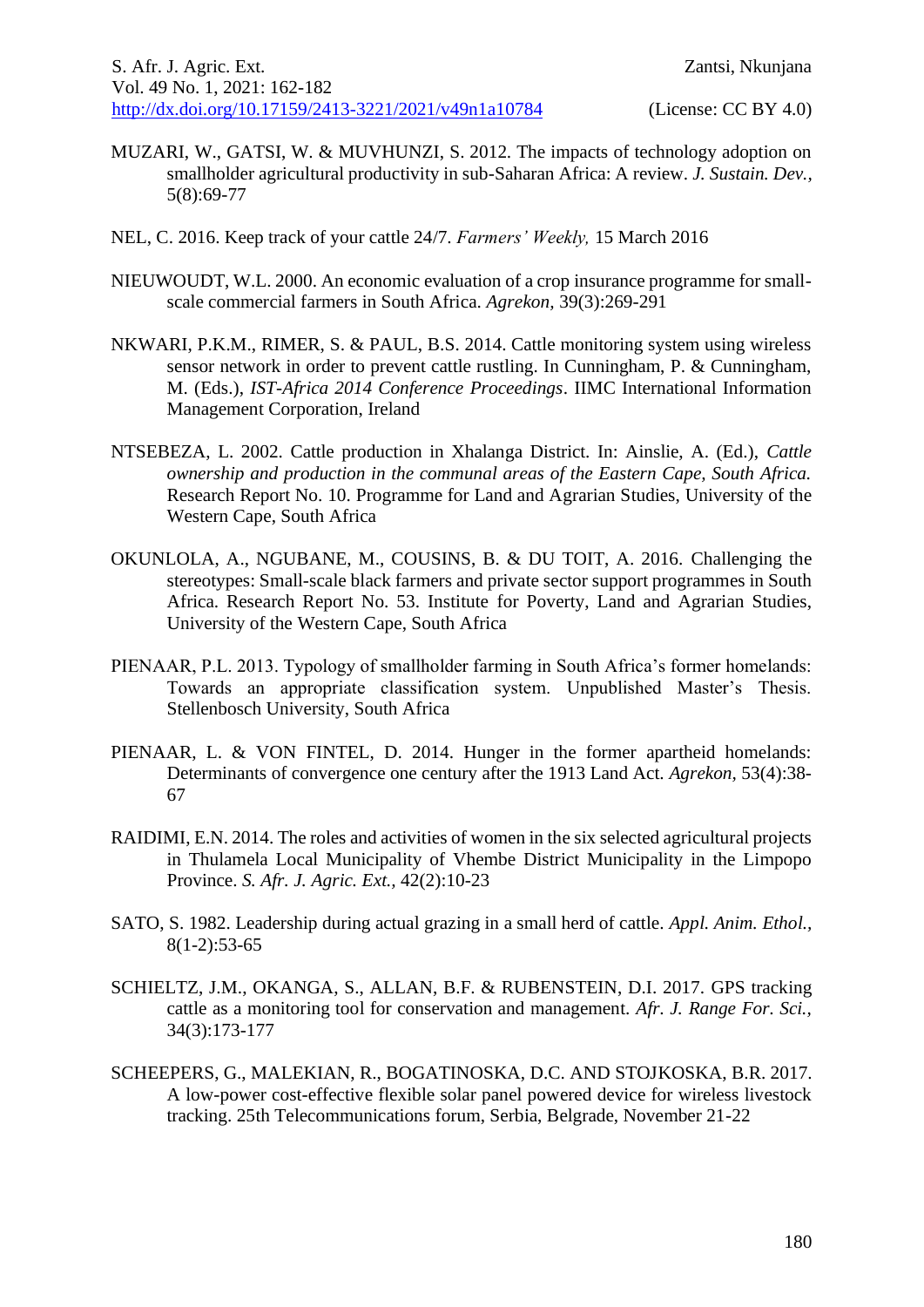MUZARI, W., GATSI, W. & MUVHUNZI, S. 2012. The impacts of technology adoption on smallholder agricultural productivity in sub-Saharan Africa: A review. *J. Sustain. Dev.*, 5(8):69-77

NEL, C. 2016. Keep track of your cattle 24/7. *Farmers' Weekly,* 15 March 2016

NIEUWOUDT, W.L. 2000. An economic evaluation of a crop insurance programme for small-scale commercial farmers in South Africa. *Agrekon,* 39(3):269-291

NKWARI, P.K.M., RIMER, S. & PAUL, B.S. 2014. Cattle monitoring system using wireless sensor network in order to prevent cattle rustling. In Cunningham, P. & Cunningham, M. (Eds.), *IST-Africa 2014 Conference Proceedings*. IIMC International Information Management Corporation, Ireland

NTSEBEZA, L. 2002. Cattle production in Xhalanga District. In: Ainslie, A. (Ed.), *Cattle ownership and production in the communal areas of the Eastern Cape, South Africa.* Research Report No. 10. Programme for Land and Agrarian Studies, University of the Western Cape, South Africa

OKUNLOLA, A., NGUBANE, M., COUSINS, B. & DU TOIT, A. 2016. Challenging the stereotypes: Small-scale black farmers and private sector support programmes in South Africa. Research Report No. 53. Institute for Poverty, Land and Agrarian Studies, University of the Western Cape, South Africa

PIENAAR, P.L. 2013. Typology of smallholder farming in South Africa's former homelands: Towards an appropriate classification system. Unpublished Master's Thesis. Stellenbosch University, South Africa

PIENAAR, L. & VON FINTEL, D. 2014. Hunger in the former apartheid homelands: Determinants of convergence one century after the 1913 Land Act. *Agrekon,* 53(4):38-67

RAIDIMI, E.N. 2014. The roles and activities of women in the six selected agricultural projects in Thulamela Local Municipality of Vhembe District Municipality in the Limpopo Province. *S. Afr. J. Agric. Ext.,* 42(2):10-23

SATO, S. 1982. Leadership during actual grazing in a small herd of cattle. *Appl. Anim. Ethol.*, 8(1-2):53-65

SCHIELTZ, J.M., OKANGA, S., ALLAN, B.F. & RUBENSTEIN, D.I. 2017. GPS tracking cattle as a monitoring tool for conservation and management. *Afr. J. Range For. Sci.*, 34(3):173-177

SCHEEPERS, G., MALEKIAN, R., BOGATINOSKA, D.C. AND STOJKOSKA, B.R. 2017. A low-power cost-effective flexible solar panel powered device for wireless livestock tracking. 25th Telecommunications forum, Serbia, Belgrade, November 21-22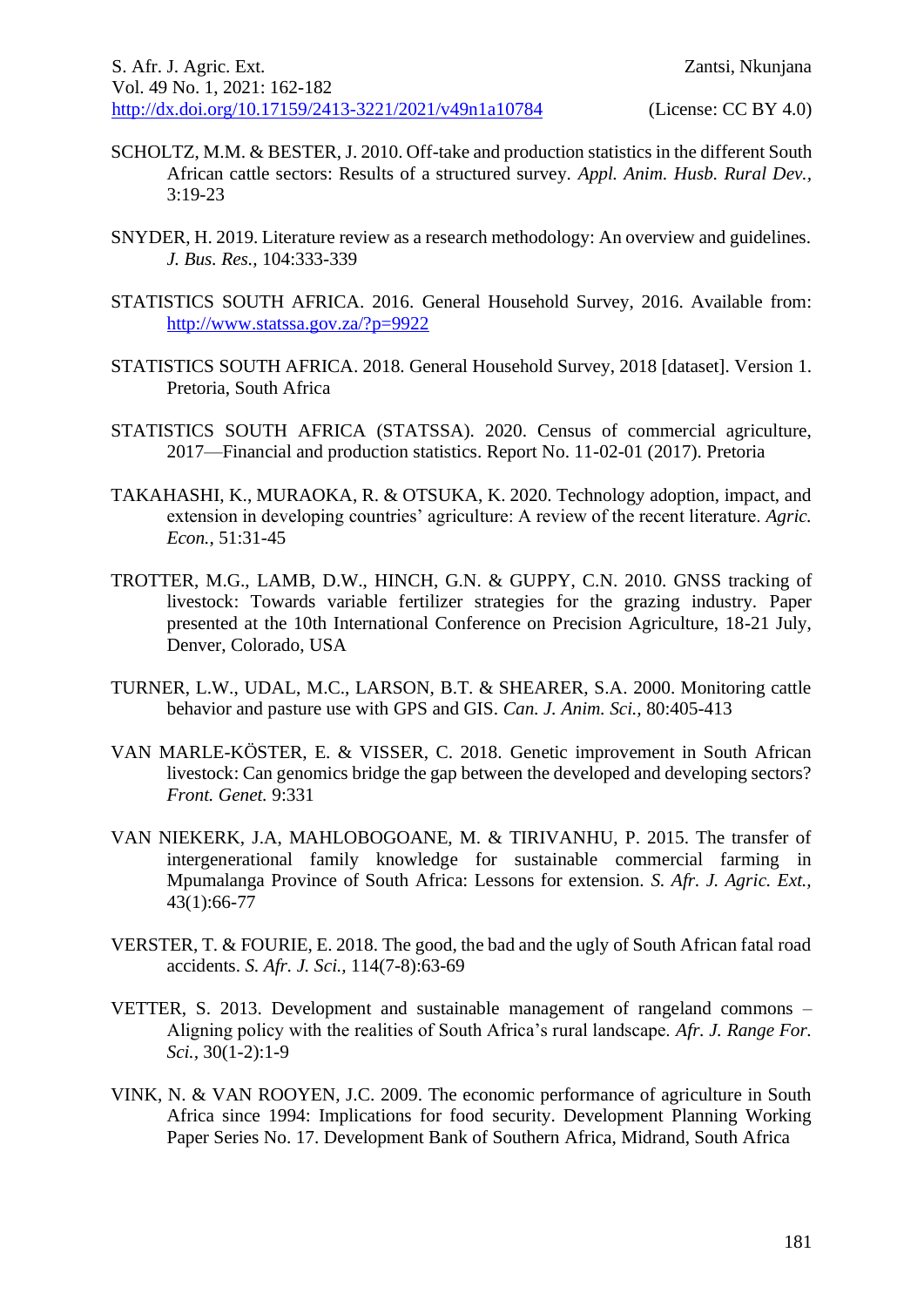SCHOLTZ, M.M. & BESTER, J. 2010. Off-take and production statistics in the different South African cattle sectors: Results of a structured survey. *Appl. Anim. Husb. Rural Dev.*, 3:19-23

SNYDER, H. 2019. Literature review as a research methodology: An overview and guidelines. *J. Bus. Res.*, 104:333-339

STATISTICS SOUTH AFRICA. 2016. General Household Survey, 2016. Available from: http://www.statssa.gov.za/?p=9922

STATISTICS SOUTH AFRICA. 2018. General Household Survey, 2018 [dataset]. Version 1. Pretoria, South Africa

STATISTICS SOUTH AFRICA (STATSSA). 2020. Census of commercial agriculture, 2017—Financial and production statistics. Report No. 11-02-01 (2017). Pretoria

TAKAHASHI, K., MURAOKA, R. & OTSUKA, K. 2020. Technology adoption, impact, and extension in developing countries' agriculture: A review of the recent literature. *Agric. Econ.*, 51:31-45

TROTTER, M.G., LAMB, D.W., HINCH, G.N. & GUPPY, C.N. 2010. GNSS tracking of livestock: Towards variable fertilizer strategies for the grazing industry. Paper presented at the 10th International Conference on Precision Agriculture, 18-21 July, Denver, Colorado, USA

TURNER, L.W., UDAL, M.C., LARSON, B.T. & SHEARER, S.A. 2000. Monitoring cattle behavior and pasture use with GPS and GIS. *Can. J. Anim. Sci.*, 80:405-413

VAN MARLE-KÖSTER, E. & VISSER, C. 2018. Genetic improvement in South African livestock: Can genomics bridge the gap between the developed and developing sectors? *Front. Genet.* 9:331

VAN NIEKERK, J.A, MAHLOBOGOANE, M. & TIRIVANHU, P. 2015. The transfer of intergenerational family knowledge for sustainable commercial farming in Mpumalanga Province of South Africa: Lessons for extension. *S. Afr. J. Agric. Ext.*, 43(1):66-77

VERSTER, T. & FOURIE, E. 2018. The good, the bad and the ugly of South African fatal road accidents. *S. Afr. J. Sci.*, 114(7-8):63-69

VETTER, S. 2013. Development and sustainable management of rangeland commons – Aligning policy with the realities of South Africa's rural landscape. *Afr. J. Range For. Sci.*, 30(1-2):1-9

VINK, N. & VAN ROOYEN, J.C. 2009. The economic performance of agriculture in South Africa since 1994: Implications for food security. Development Planning Working Paper Series No. 17. Development Bank of Southern Africa, Midrand, South Africa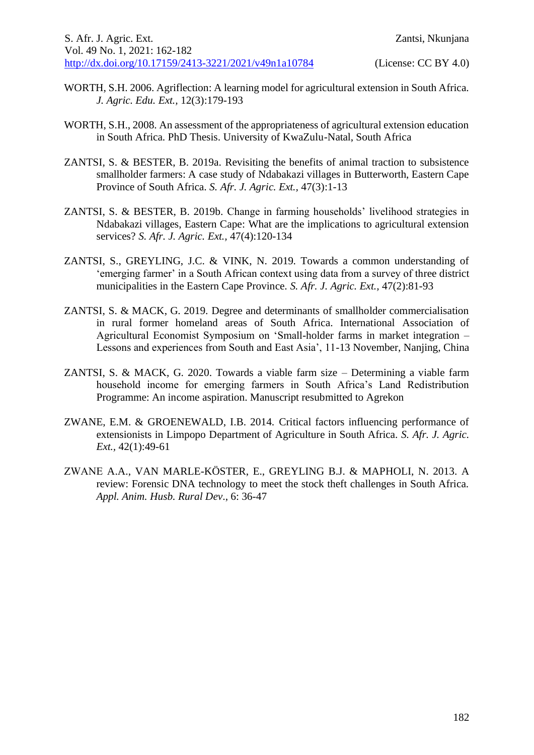WORTH, S.H. 2006. Agriflection: A learning model for agricultural extension in South Africa. *J. Agric. Edu. Ext.*, 12(3):179-193

WORTH, S.H., 2008. An assessment of the appropriateness of agricultural extension education in South Africa. PhD Thesis. University of KwaZulu-Natal, South Africa

ZANTSI, S. & BESTER, B. 2019a. Revisiting the benefits of animal traction to subsistence smallholder farmers: A case study of Ndabakazi villages in Butterworth, Eastern Cape Province of South Africa. *S. Afr. J. Agric. Ext.*, 47(3):1-13

ZANTSI, S. & BESTER, B. 2019b. Change in farming households' livelihood strategies in Ndabakazi villages, Eastern Cape: What are the implications to agricultural extension services? *S. Afr. J. Agric. Ext.*, 47(4):120-134

ZANTSI, S., GREYLING, J.C. & VINK, N. 2019. Towards a common understanding of 'emerging farmer' in a South African context using data from a survey of three district municipalities in the Eastern Cape Province. *S. Afr. J. Agric. Ext.*, 47(2):81-93

ZANTSI, S. & MACK, G. 2019. Degree and determinants of smallholder commercialisation in rural former homeland areas of South Africa. International Association of Agricultural Economist Symposium on 'Small-holder farms in market integration – Lessons and experiences from South and East Asia', 11-13 November, Nanjing, China

ZANTSI, S. & MACK, G. 2020. Towards a viable farm size – Determining a viable farm household income for emerging farmers in South Africa's Land Redistribution Programme: An income aspiration. Manuscript resubmitted to Agrekon

ZWANE, E.M. & GROENEWALD, I.B. 2014. Critical factors influencing performance of extensionists in Limpopo Department of Agriculture in South Africa. *S. Afr. J. Agric. Ext.*, 42(1):49-61

ZWANE A.A., VAN MARLE-KÖSTER, E., GREYLING B.J. & MAPHOLI, N. 2013. A review: Forensic DNA technology to meet the stock theft challenges in South Africa. *Appl. Anim. Husb. Rural Dev*., 6: 36-47